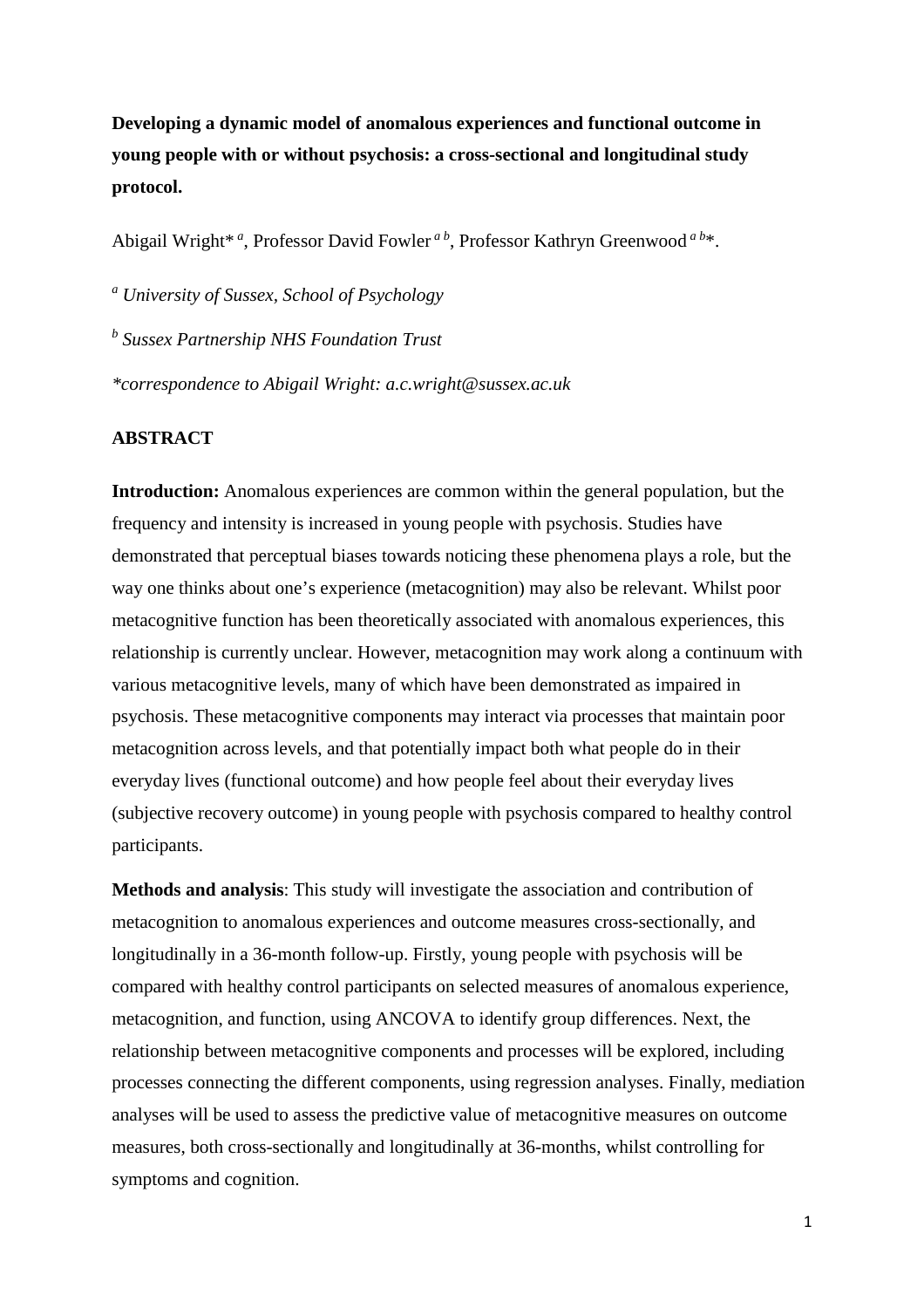**Developing a dynamic model of anomalous experiences and functional outcome in young people with or without psychosis: a cross-sectional and longitudinal study protocol.**

Abigail Wright*[a], Professor David Fowler[a b], Professor Kathryn Greenwood[a b]*.

[a] *University of Sussex, School of Psychology*

[b] *Sussex Partnership NHS Foundation Trust*

*\*correspondence to Abigail Wright: a.c.wright@sussex.ac.uk*

## ABSTRACT

**Introduction:** Anomalous experiences are common within the general population, but the frequency and intensity is increased in young people with psychosis. Studies have demonstrated that perceptual biases towards noticing these phenomena plays a role, but the way one thinks about one's experience (metacognition) may also be relevant. Whilst poor metacognitive function has been theoretically associated with anomalous experiences, this relationship is currently unclear. However, metacognition may work along a continuum with various metacognitive levels, many of which have been demonstrated as impaired in psychosis. These metacognitive components may interact via processes that maintain poor metacognition across levels, and that potentially impact both what people do in their everyday lives (functional outcome) and how people feel about their everyday lives (subjective recovery outcome) in young people with psychosis compared to healthy control participants.

**Methods and analysis**: This study will investigate the association and contribution of metacognition to anomalous experiences and outcome measures cross-sectionally, and longitudinally in a 36-month follow-up. Firstly, young people with psychosis will be compared with healthy control participants on selected measures of anomalous experience, metacognition, and function, using ANCOVA to identify group differences. Next, the relationship between metacognitive components and processes will be explored, including processes connecting the different components, using regression analyses. Finally, mediation analyses will be used to assess the predictive value of metacognitive measures on outcome measures, both cross-sectionally and longitudinally at 36-months, whilst controlling for symptoms and cognition.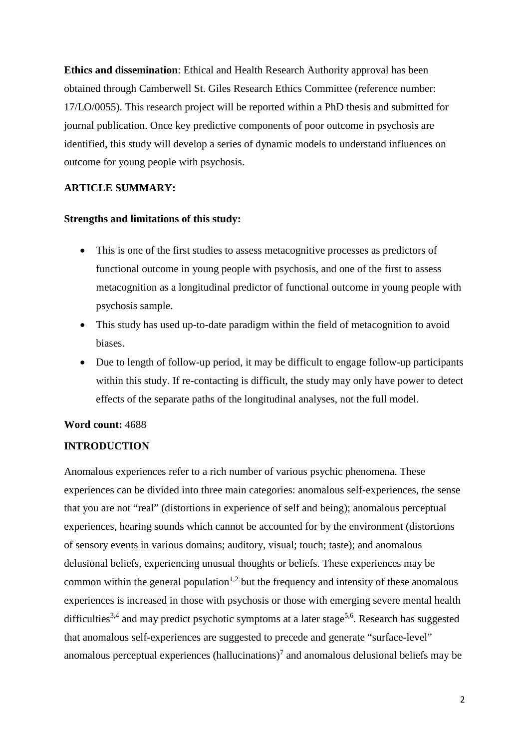**Ethics and dissemination**: Ethical and Health Research Authority approval has been obtained through Camberwell St. Giles Research Ethics Committee (reference number: 17/LO/0055). This research project will be reported within a PhD thesis and submitted for journal publication. Once key predictive components of poor outcome in psychosis are identified, this study will develop a series of dynamic models to understand influences on outcome for young people with psychosis.

**ARTICLE SUMMARY:**

**Strengths and limitations of this study:**

- This is one of the first studies to assess metacognitive processes as predictors of functional outcome in young people with psychosis, and one of the first to assess metacognition as a longitudinal predictor of functional outcome in young people with psychosis sample.
- This study has used up-to-date paradigm within the field of metacognition to avoid biases.
- Due to length of follow-up period, it may be difficult to engage follow-up participants within this study. If re-contacting is difficult, the study may only have power to detect effects of the separate paths of the longitudinal analyses, not the full model.

**Word count:** 4688

**INTRODUCTION**

Anomalous experiences refer to a rich number of various psychic phenomena. These experiences can be divided into three main categories: anomalous self-experiences, the sense that you are not "real" (distortions in experience of self and being); anomalous perceptual experiences, hearing sounds which cannot be accounted for by the environment (distortions of sensory events in various domains; auditory, visual; touch; taste); and anomalous delusional beliefs, experiencing unusual thoughts or beliefs. These experiences may be common within the general population[1,2] but the frequency and intensity of these anomalous experiences is increased in those with psychosis or those with emerging severe mental health difficulties[3,4] and may predict psychotic symptoms at a later stage[5,6]. Research has suggested that anomalous self-experiences are suggested to precede and generate "surface-level" anomalous perceptual experiences (hallucinations)[7] and anomalous delusional beliefs may be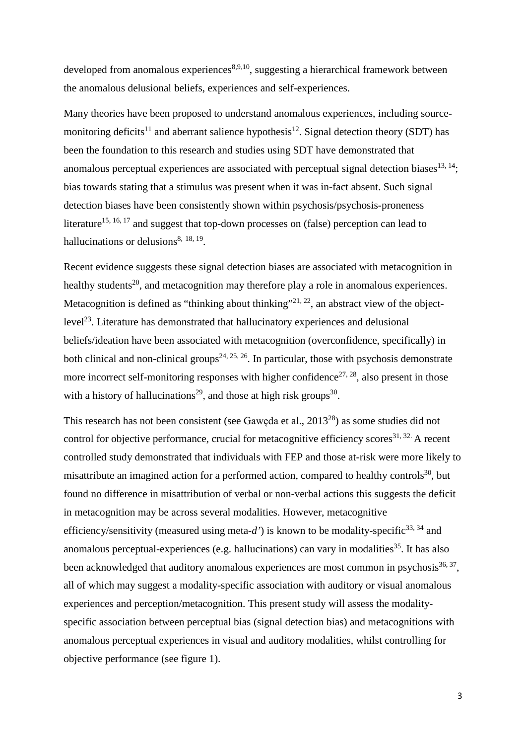developed from anomalous experiences[8,9,10], suggesting a hierarchical framework between the anomalous delusional beliefs, experiences and self-experiences.

Many theories have been proposed to understand anomalous experiences, including source-monitoring deficits[11] and aberrant salience hypothesis[12]. Signal detection theory (SDT) has been the foundation to this research and studies using SDT have demonstrated that anomalous perceptual experiences are associated with perceptual signal detection biases[13, 14]; bias towards stating that a stimulus was present when it was in-fact absent. Such signal detection biases have been consistently shown within psychosis/psychosis-proneness literature[15, 16, 17] and suggest that top-down processes on (false) perception can lead to hallucinations or delusions[8, 18, 19].

Recent evidence suggests these signal detection biases are associated with metacognition in healthy students[20], and metacognition may therefore play a role in anomalous experiences. Metacognition is defined as "thinking about thinking"[21, 22], an abstract view of the object-level[23]. Literature has demonstrated that hallucinatory experiences and delusional beliefs/ideation have been associated with metacognition (overconfidence, specifically) in both clinical and non-clinical groups[24, 25, 26]. In particular, those with psychosis demonstrate more incorrect self-monitoring responses with higher confidence[27, 28], also present in those with a history of hallucinations[29], and those at high risk groups[30].

This research has not been consistent (see Gawęda et al., 2013[28]) as some studies did not control for objective performance, crucial for metacognitive efficiency scores[31, 32.] A recent controlled study demonstrated that individuals with FEP and those at-risk were more likely to misattribute an imagined action for a performed action, compared to healthy controls[30], but found no difference in misattribution of verbal or non-verbal actions this suggests the deficit in metacognition may be across several modalities. However, metacognitive efficiency/sensitivity (measured using meta-*d'*) is known to be modality-specific[33, 34] and anomalous perceptual-experiences (e.g. hallucinations) can vary in modalities[35]. It has also been acknowledged that auditory anomalous experiences are most common in psychosis[36, 37], all of which may suggest a modality-specific association with auditory or visual anomalous experiences and perception/metacognition. This present study will assess the modality-specific association between perceptual bias (signal detection bias) and metacognitions with anomalous perceptual experiences in visual and auditory modalities, whilst controlling for objective performance (see figure 1).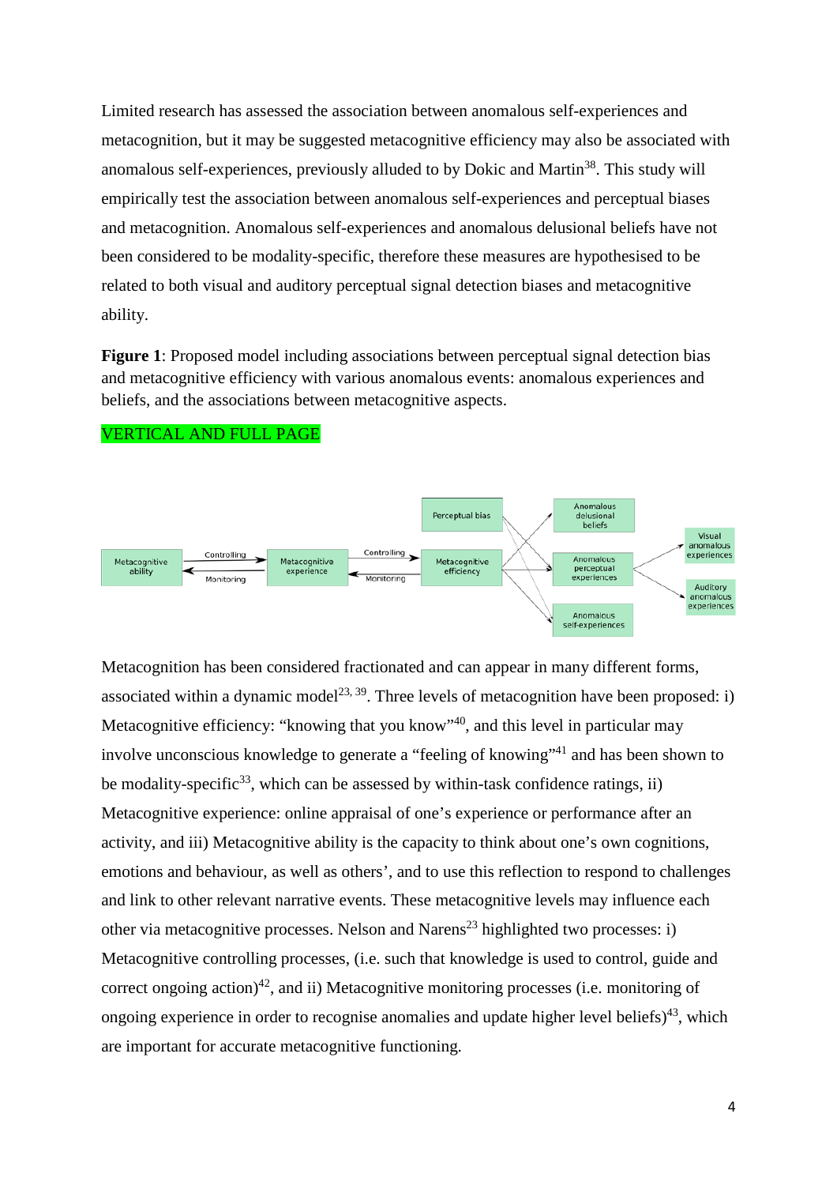Limited research has assessed the association between anomalous self-experiences and metacognition, but it may be suggested metacognitive efficiency may also be associated with anomalous self-experiences, previously alluded to by Dokic and Martin[38]. This study will empirically test the association between anomalous self-experiences and perceptual biases and metacognition. Anomalous self-experiences and anomalous delusional beliefs have not been considered to be modality-specific, therefore these measures are hypothesised to be related to both visual and auditory perceptual signal detection biases and metacognitive ability.

**Figure 1**: Proposed model including associations between perceptual signal detection bias and metacognitive efficiency with various anomalous events: anomalous experiences and beliefs, and the associations between metacognitive aspects.

VERTICAL AND FULL PAGE

Metacognition has been considered fractionated and can appear in many different forms, associated within a dynamic model[23, 39]. Three levels of metacognition have been proposed: i) Metacognitive efficiency: "knowing that you know"[40], and this level in particular may involve unconscious knowledge to generate a "feeling of knowing"[41] and has been shown to be modality-specific[33], which can be assessed by within-task confidence ratings, ii) Metacognitive experience: online appraisal of one's experience or performance after an activity, and iii) Metacognitive ability is the capacity to think about one's own cognitions, emotions and behaviour, as well as others', and to use this reflection to respond to challenges and link to other relevant narrative events. These metacognitive levels may influence each other via metacognitive processes. Nelson and Narens[23] highlighted two processes: i) Metacognitive controlling processes, (i.e. such that knowledge is used to control, guide and correct ongoing action)[42], and ii) Metacognitive monitoring processes (i.e. monitoring of ongoing experience in order to recognise anomalies and update higher level beliefs)[43], which are important for accurate metacognitive functioning.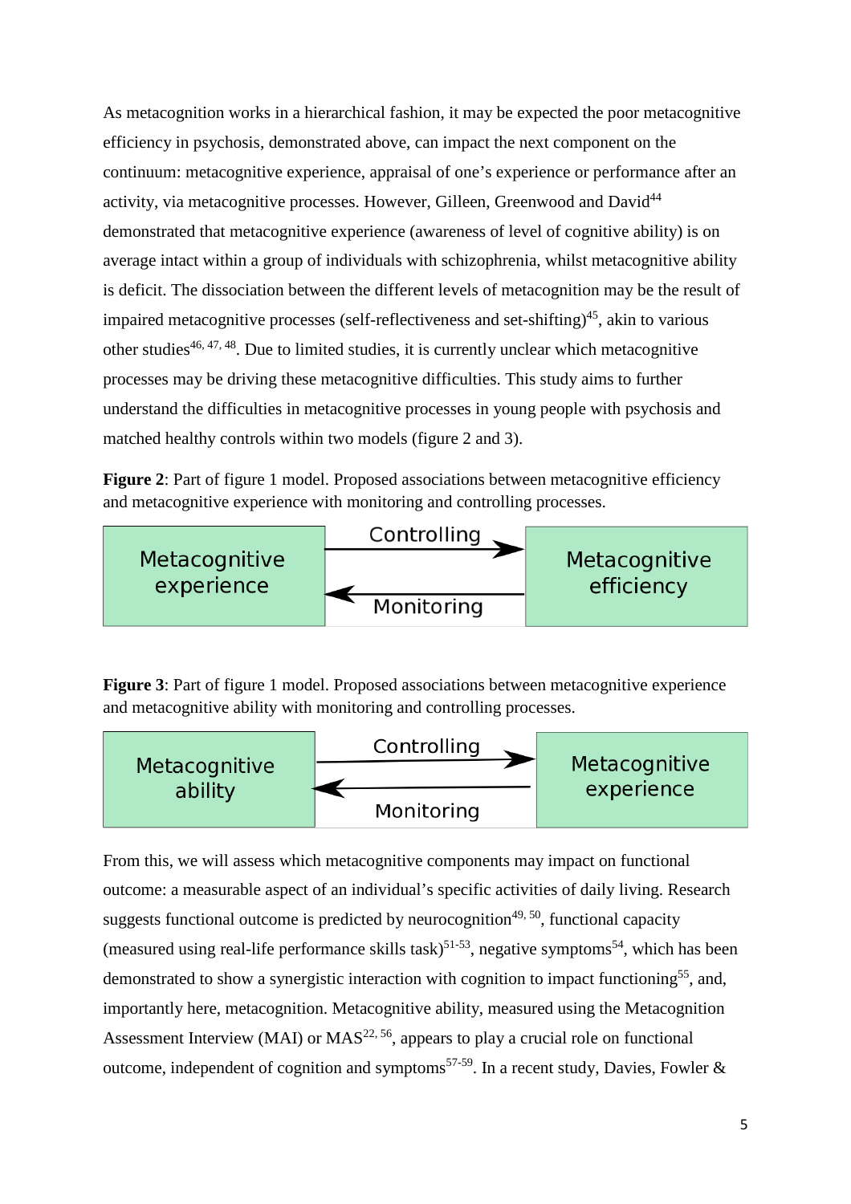As metacognition works in a hierarchical fashion, it may be expected the poor metacognitive efficiency in psychosis, demonstrated above, can impact the next component on the continuum: metacognitive experience, appraisal of one's experience or performance after an activity, via metacognitive processes. However, Gilleen, Greenwood and David[44] demonstrated that metacognitive experience (awareness of level of cognitive ability) is on average intact within a group of individuals with schizophrenia, whilst metacognitive ability is deficit. The dissociation between the different levels of metacognition may be the result of impaired metacognitive processes (self-reflectiveness and set-shifting)[45], akin to various other studies[46, 47, 48]. Due to limited studies, it is currently unclear which metacognitive processes may be driving these metacognitive difficulties. This study aims to further understand the difficulties in metacognitive processes in young people with psychosis and matched healthy controls within two models (figure 2 and 3).

**Figure 2**: Part of figure 1 model. Proposed associations between metacognitive efficiency and metacognitive experience with monitoring and controlling processes.

Metacognitive experience — Controlling → Metacognitive efficiency; Metacognitive efficiency — Monitoring → Metacognitive experience

**Figure 3**: Part of figure 1 model. Proposed associations between metacognitive experience and metacognitive ability with monitoring and controlling processes.

Metacognitive ability — Controlling → Metacognitive experience; Metacognitive experience — Monitoring → Metacognitive ability

From this, we will assess which metacognitive components may impact on functional outcome: a measurable aspect of an individual's specific activities of daily living. Research suggests functional outcome is predicted by neurocognition[49, 50], functional capacity (measured using real-life performance skills task)[51-53], negative symptoms[54], which has been demonstrated to show a synergistic interaction with cognition to impact functioning[55], and, importantly here, metacognition. Metacognitive ability, measured using the Metacognition Assessment Interview (MAI) or MAS[22, 56], appears to play a crucial role on functional outcome, independent of cognition and symptoms[57-59]. In a recent study, Davies, Fowler &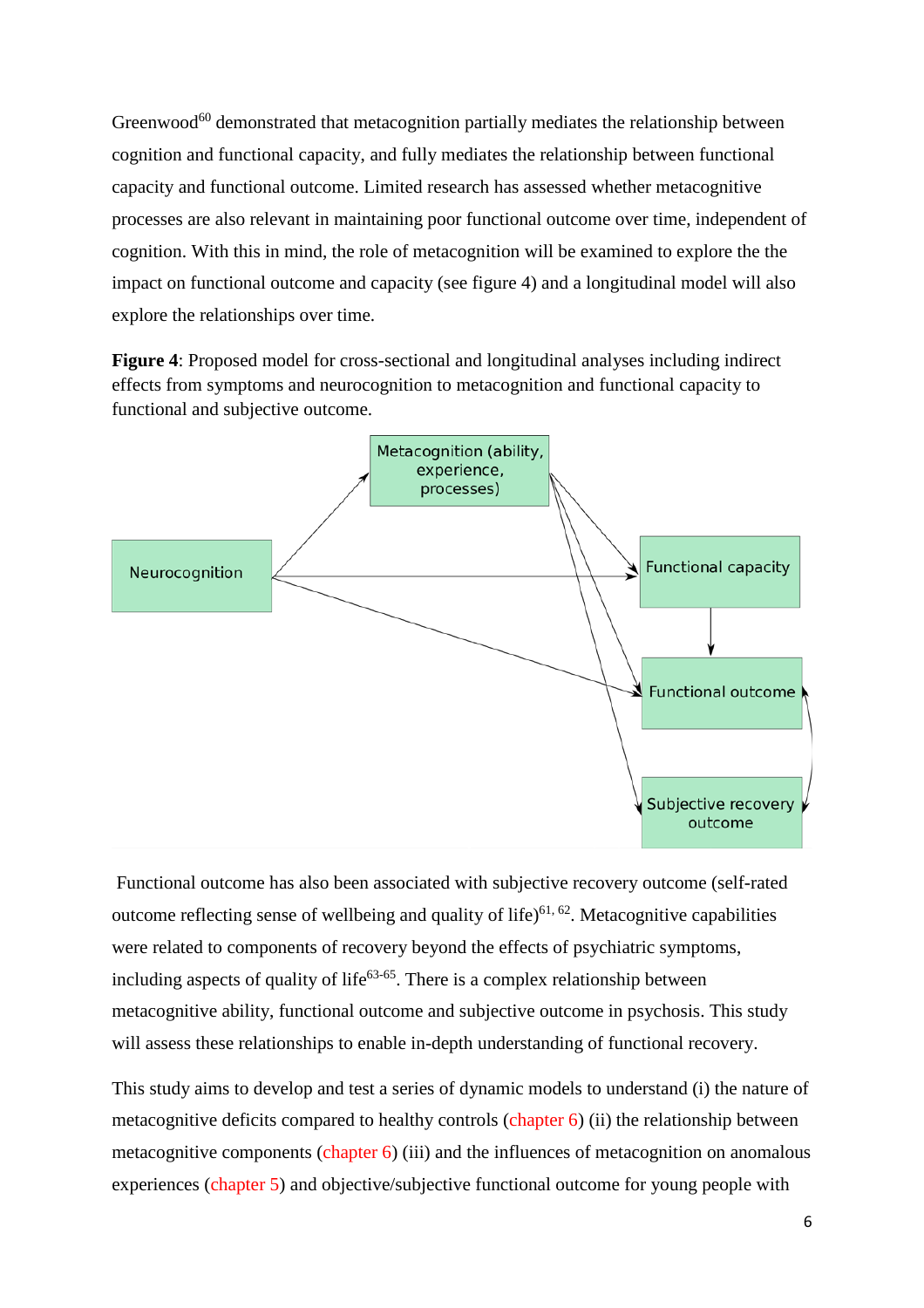Greenwood[60] demonstrated that metacognition partially mediates the relationship between cognition and functional capacity, and fully mediates the relationship between functional capacity and functional outcome. Limited research has assessed whether metacognitive processes are also relevant in maintaining poor functional outcome over time, independent of cognition. With this in mind, the role of metacognition will be examined to explore the the impact on functional outcome and capacity (see figure 4) and a longitudinal model will also explore the relationships over time.

**Figure 4**: Proposed model for cross-sectional and longitudinal analyses including indirect effects from symptoms and neurocognition to metacognition and functional capacity to functional and subjective outcome.

Functional outcome has also been associated with subjective recovery outcome (self-rated outcome reflecting sense of wellbeing and quality of life)[61, 62]. Metacognitive capabilities were related to components of recovery beyond the effects of psychiatric symptoms, including aspects of quality of life[63-65]. There is a complex relationship between metacognitive ability, functional outcome and subjective outcome in psychosis. This study will assess these relationships to enable in-depth understanding of functional recovery.

This study aims to develop and test a series of dynamic models to understand (i) the nature of metacognitive deficits compared to healthy controls (chapter 6) (ii) the relationship between metacognitive components (chapter 6) (iii) and the influences of metacognition on anomalous experiences (chapter 5) and objective/subjective functional outcome for young people with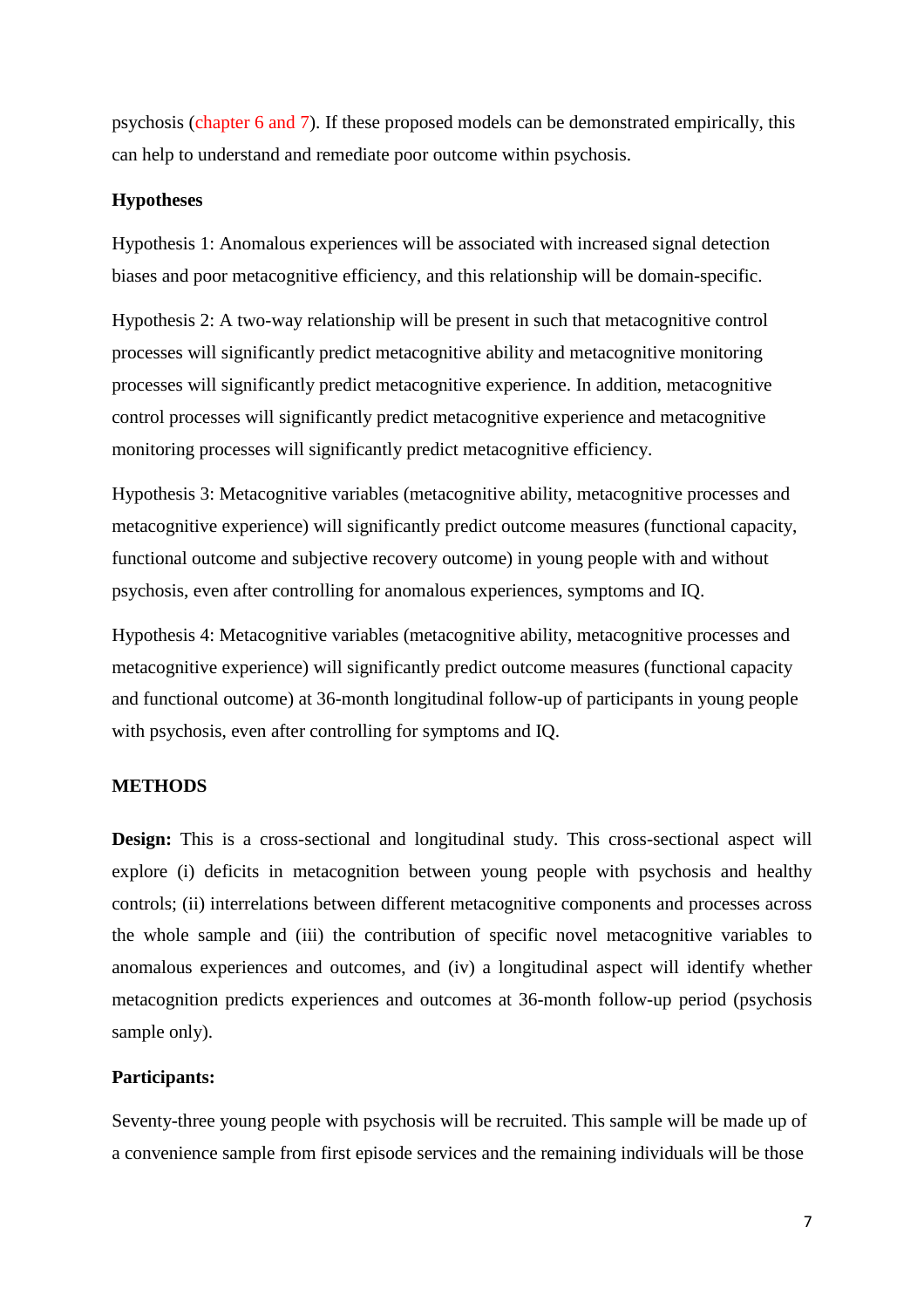psychosis (chapter 6 and 7). If these proposed models can be demonstrated empirically, this can help to understand and remediate poor outcome within psychosis.

**Hypotheses**

Hypothesis 1: Anomalous experiences will be associated with increased signal detection biases and poor metacognitive efficiency, and this relationship will be domain-specific.

Hypothesis 2: A two-way relationship will be present in such that metacognitive control processes will significantly predict metacognitive ability and metacognitive monitoring processes will significantly predict metacognitive experience. In addition, metacognitive control processes will significantly predict metacognitive experience and metacognitive monitoring processes will significantly predict metacognitive efficiency.

Hypothesis 3: Metacognitive variables (metacognitive ability, metacognitive processes and metacognitive experience) will significantly predict outcome measures (functional capacity, functional outcome and subjective recovery outcome) in young people with and without psychosis, even after controlling for anomalous experiences, symptoms and IQ.

Hypothesis 4: Metacognitive variables (metacognitive ability, metacognitive processes and metacognitive experience) will significantly predict outcome measures (functional capacity and functional outcome) at 36-month longitudinal follow-up of participants in young people with psychosis, even after controlling for symptoms and IQ.

**METHODS**

**Design:** This is a cross-sectional and longitudinal study. This cross-sectional aspect will explore (i) deficits in metacognition between young people with psychosis and healthy controls; (ii) interrelations between different metacognitive components and processes across the whole sample and (iii) the contribution of specific novel metacognitive variables to anomalous experiences and outcomes, and (iv) a longitudinal aspect will identify whether metacognition predicts experiences and outcomes at 36-month follow-up period (psychosis sample only).

**Participants:**

Seventy-three young people with psychosis will be recruited. This sample will be made up of a convenience sample from first episode services and the remaining individuals will be those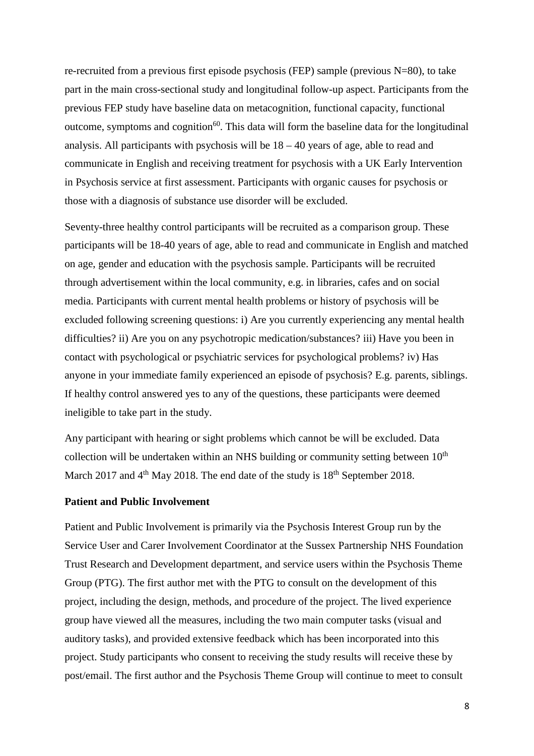re-recruited from a previous first episode psychosis (FEP) sample (previous N=80), to take part in the main cross-sectional study and longitudinal follow-up aspect. Participants from the previous FEP study have baseline data on metacognition, functional capacity, functional outcome, symptoms and cognition[60]. This data will form the baseline data for the longitudinal analysis. All participants with psychosis will be 18 – 40 years of age, able to read and communicate in English and receiving treatment for psychosis with a UK Early Intervention in Psychosis service at first assessment. Participants with organic causes for psychosis or those with a diagnosis of substance use disorder will be excluded.

Seventy-three healthy control participants will be recruited as a comparison group. These participants will be 18-40 years of age, able to read and communicate in English and matched on age, gender and education with the psychosis sample. Participants will be recruited through advertisement within the local community, e.g. in libraries, cafes and on social media. Participants with current mental health problems or history of psychosis will be excluded following screening questions: i) Are you currently experiencing any mental health difficulties? ii) Are you on any psychotropic medication/substances? iii) Have you been in contact with psychological or psychiatric services for psychological problems? iv) Has anyone in your immediate family experienced an episode of psychosis? E.g. parents, siblings. If healthy control answered yes to any of the questions, these participants were deemed ineligible to take part in the study.

Any participant with hearing or sight problems which cannot be will be excluded. Data collection will be undertaken within an NHS building or community setting between 10th March 2017 and 4th May 2018. The end date of the study is 18th September 2018.

**Patient and Public Involvement**

Patient and Public Involvement is primarily via the Psychosis Interest Group run by the Service User and Carer Involvement Coordinator at the Sussex Partnership NHS Foundation Trust Research and Development department, and service users within the Psychosis Theme Group (PTG). The first author met with the PTG to consult on the development of this project, including the design, methods, and procedure of the project. The lived experience group have viewed all the measures, including the two main computer tasks (visual and auditory tasks), and provided extensive feedback which has been incorporated into this project. Study participants who consent to receiving the study results will receive these by post/email. The first author and the Psychosis Theme Group will continue to meet to consult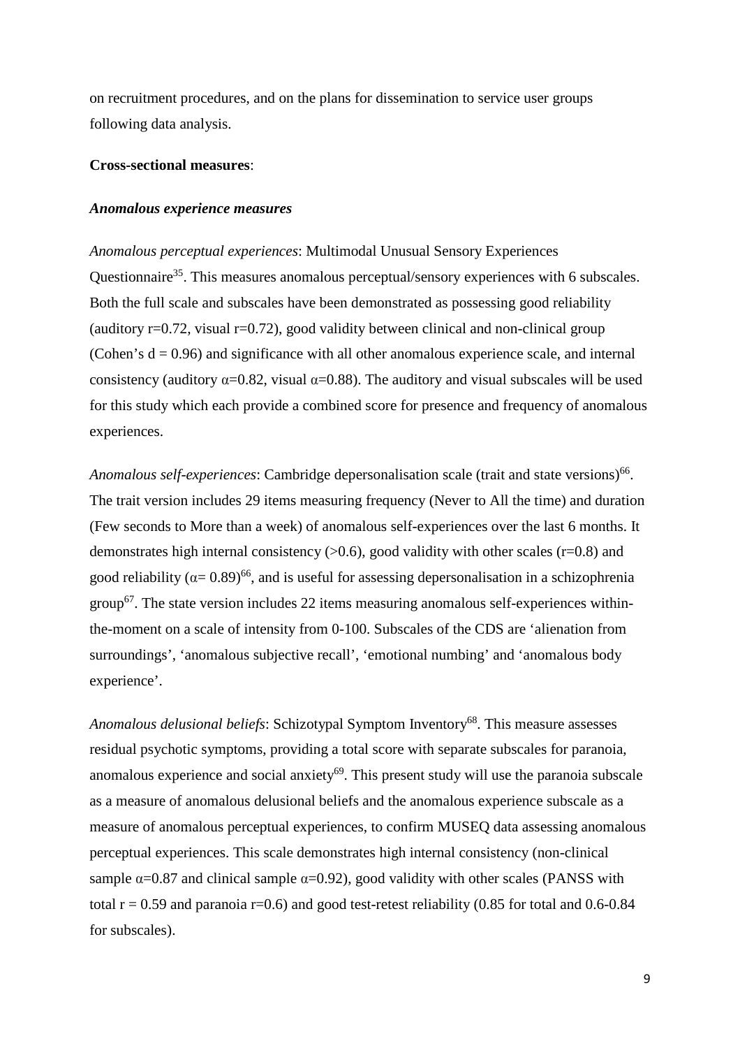on recruitment procedures, and on the plans for dissemination to service user groups following data analysis.

**Cross-sectional measures**:

***Anomalous experience measures***

*Anomalous perceptual experiences*: Multimodal Unusual Sensory Experiences Questionnaire[35]. This measures anomalous perceptual/sensory experiences with 6 subscales. Both the full scale and subscales have been demonstrated as possessing good reliability (auditory r=0.72, visual r=0.72), good validity between clinical and non-clinical group (Cohen's d = 0.96) and significance with all other anomalous experience scale, and internal consistency (auditory $\alpha$=0.82, visual $\alpha$=0.88). The auditory and visual subscales will be used for this study which each provide a combined score for presence and frequency of anomalous experiences.

*Anomalous self-experiences*: Cambridge depersonalisation scale (trait and state versions)[66]. The trait version includes 29 items measuring frequency (Never to All the time) and duration (Few seconds to More than a week) of anomalous self-experiences over the last 6 months. It demonstrates high internal consistency (>0.6), good validity with other scales (r=0.8) and good reliability ($\alpha$= 0.89)[66], and is useful for assessing depersonalisation in a schizophrenia group[67]. The state version includes 22 items measuring anomalous self-experiences within-the-moment on a scale of intensity from 0-100. Subscales of the CDS are 'alienation from surroundings', 'anomalous subjective recall', 'emotional numbing' and 'anomalous body experience'.

*Anomalous delusional beliefs*: Schizotypal Symptom Inventory[68]. This measure assesses residual psychotic symptoms, providing a total score with separate subscales for paranoia, anomalous experience and social anxiety[69]. This present study will use the paranoia subscale as a measure of anomalous delusional beliefs and the anomalous experience subscale as a measure of anomalous perceptual experiences, to confirm MUSEQ data assessing anomalous perceptual experiences. This scale demonstrates high internal consistency (non-clinical sample $\alpha$=0.87 and clinical sample $\alpha$=0.92), good validity with other scales (PANSS with total r = 0.59 and paranoia r=0.6) and good test-retest reliability (0.85 for total and 0.6-0.84 for subscales).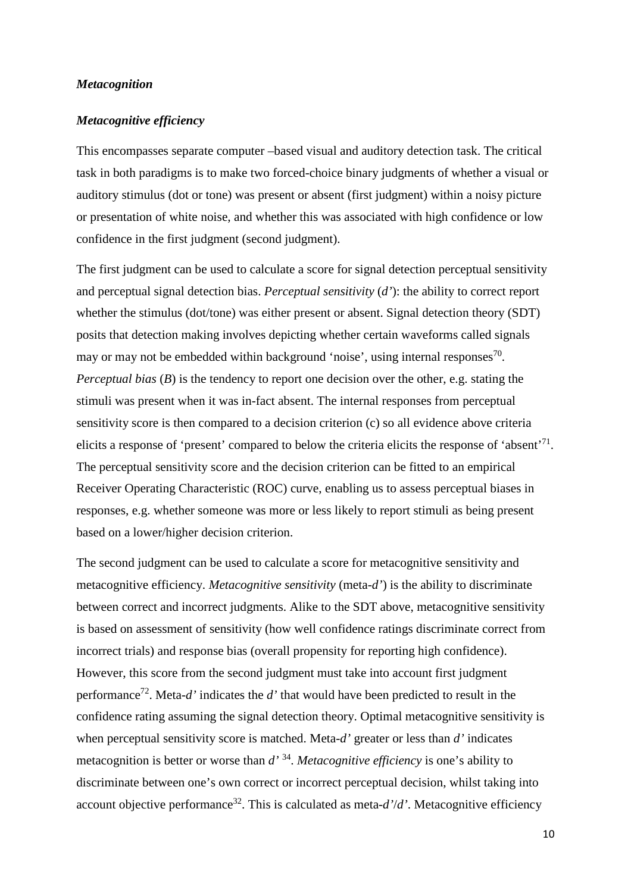***Metacognition***

***Metacognitive efficiency***

This encompasses separate computer –based visual and auditory detection task. The critical task in both paradigms is to make two forced-choice binary judgments of whether a visual or auditory stimulus (dot or tone) was present or absent (first judgment) within a noisy picture or presentation of white noise, and whether this was associated with high confidence or low confidence in the first judgment (second judgment).

The first judgment can be used to calculate a score for signal detection perceptual sensitivity and perceptual signal detection bias. *Perceptual sensitivity* (*d'*): the ability to correct report whether the stimulus (dot/tone) was either present or absent. Signal detection theory (SDT) posits that detection making involves depicting whether certain waveforms called signals may or may not be embedded within background 'noise', using internal responses[70]. *Perceptual bias* (*B*) is the tendency to report one decision over the other, e.g. stating the stimuli was present when it was in-fact absent. The internal responses from perceptual sensitivity score is then compared to a decision criterion (c) so all evidence above criteria elicits a response of 'present' compared to below the criteria elicits the response of 'absent'[71]. The perceptual sensitivity score and the decision criterion can be fitted to an empirical Receiver Operating Characteristic (ROC) curve, enabling us to assess perceptual biases in responses, e.g. whether someone was more or less likely to report stimuli as being present based on a lower/higher decision criterion.

The second judgment can be used to calculate a score for metacognitive sensitivity and metacognitive efficiency. *Metacognitive sensitivity* (meta-*d'*) is the ability to discriminate between correct and incorrect judgments. Alike to the SDT above, metacognitive sensitivity is based on assessment of sensitivity (how well confidence ratings discriminate correct from incorrect trials) and response bias (overall propensity for reporting high confidence). However, this score from the second judgment must take into account first judgment performance[72]. Meta-*d'* indicates the *d'* that would have been predicted to result in the confidence rating assuming the signal detection theory. Optimal metacognitive sensitivity is when perceptual sensitivity score is matched. Meta-*d'* greater or less than *d'* indicates metacognition is better or worse than *d'* [34]. *Metacognitive efficiency* is one's ability to discriminate between one's own correct or incorrect perceptual decision, whilst taking into account objective performance[32]. This is calculated as meta-*d'*/*d'*. Metacognitive efficiency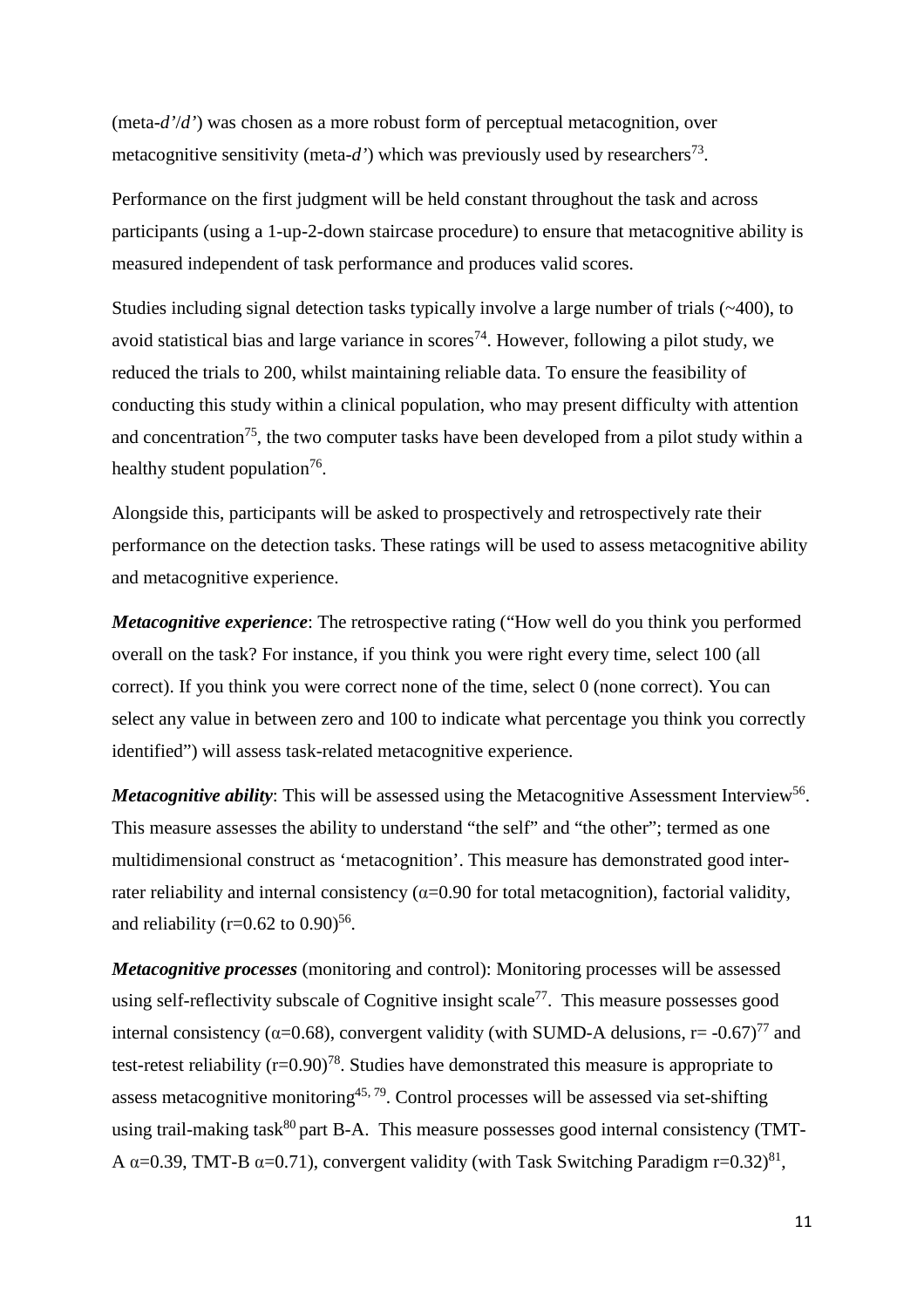(meta-*d'*/*d'*) was chosen as a more robust form of perceptual metacognition, over metacognitive sensitivity (meta-*d'*) which was previously used by researchers[73].

Performance on the first judgment will be held constant throughout the task and across participants (using a 1-up-2-down staircase procedure) to ensure that metacognitive ability is measured independent of task performance and produces valid scores.

Studies including signal detection tasks typically involve a large number of trials (~400), to avoid statistical bias and large variance in scores[74]. However, following a pilot study, we reduced the trials to 200, whilst maintaining reliable data. To ensure the feasibility of conducting this study within a clinical population, who may present difficulty with attention and concentration[75], the two computer tasks have been developed from a pilot study within a healthy student population[76].

Alongside this, participants will be asked to prospectively and retrospectively rate their performance on the detection tasks. These ratings will be used to assess metacognitive ability and metacognitive experience.

***Metacognitive experience***: The retrospective rating ("How well do you think you performed overall on the task? For instance, if you think you were right every time, select 100 (all correct). If you think you were correct none of the time, select 0 (none correct). You can select any value in between zero and 100 to indicate what percentage you think you correctly identified") will assess task-related metacognitive experience.

***Metacognitive ability***: This will be assessed using the Metacognitive Assessment Interview[56]. This measure assesses the ability to understand "the self" and "the other"; termed as one multidimensional construct as 'metacognition'. This measure has demonstrated good inter-rater reliability and internal consistency ($\alpha$=0.90 for total metacognition), factorial validity, and reliability (r=0.62 to 0.90)[56].

***Metacognitive processes*** (monitoring and control): Monitoring processes will be assessed using self-reflectivity subscale of Cognitive insight scale[77]. This measure possesses good internal consistency ($\alpha$=0.68), convergent validity (with SUMD-A delusions, r= -0.67)[77] and test-retest reliability (r=0.90)[78]. Studies have demonstrated this measure is appropriate to assess metacognitive monitoring[45, 79]. Control processes will be assessed via set-shifting using trail-making task[80] part B-A. This measure possesses good internal consistency (TMT-A $\alpha$=0.39, TMT-B $\alpha$=0.71), convergent validity (with Task Switching Paradigm r=0.32)[81],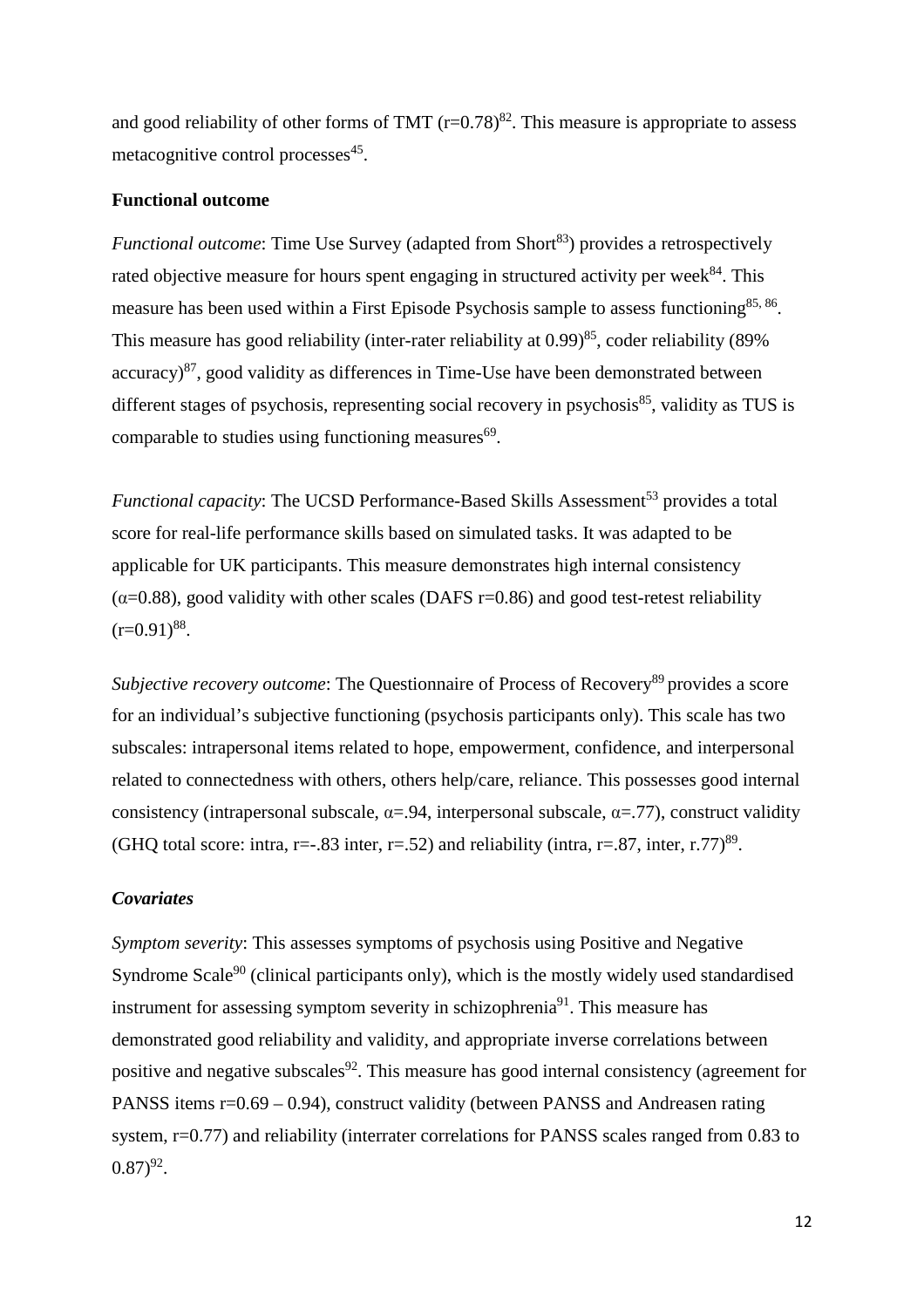and good reliability of other forms of TMT (r=0.78)[82]. This measure is appropriate to assess metacognitive control processes[45].

**Functional outcome**

*Functional outcome*: Time Use Survey (adapted from Short[83]) provides a retrospectively rated objective measure for hours spent engaging in structured activity per week[84]. This measure has been used within a First Episode Psychosis sample to assess functioning[85, 86]. This measure has good reliability (inter-rater reliability at 0.99)[85], coder reliability (89% accuracy)[87], good validity as differences in Time-Use have been demonstrated between different stages of psychosis, representing social recovery in psychosis[85], validity as TUS is comparable to studies using functioning measures[69].

*Functional capacity*: The UCSD Performance-Based Skills Assessment[53] provides a total score for real-life performance skills based on simulated tasks. It was adapted to be applicable for UK participants. This measure demonstrates high internal consistency (α=0.88), good validity with other scales (DAFS r=0.86) and good test-retest reliability (r=0.91)[88].

*Subjective recovery outcome*: The Questionnaire of Process of Recovery[89] provides a score for an individual's subjective functioning (psychosis participants only). This scale has two subscales: intrapersonal items related to hope, empowerment, confidence, and interpersonal related to connectedness with others, others help/care, reliance. This possesses good internal consistency (intrapersonal subscale, α=.94, interpersonal subscale, α=.77), construct validity (GHQ total score: intra, r=-.83 inter, r=.52) and reliability (intra, r=.87, inter, r.77)[89].

***Covariates***

*Symptom severity*: This assesses symptoms of psychosis using Positive and Negative Syndrome Scale[90] (clinical participants only), which is the mostly widely used standardised instrument for assessing symptom severity in schizophrenia[91]. This measure has demonstrated good reliability and validity, and appropriate inverse correlations between positive and negative subscales[92]. This measure has good internal consistency (agreement for PANSS items r=0.69 – 0.94), construct validity (between PANSS and Andreasen rating system, r=0.77) and reliability (interrater correlations for PANSS scales ranged from 0.83 to 0.87)[92].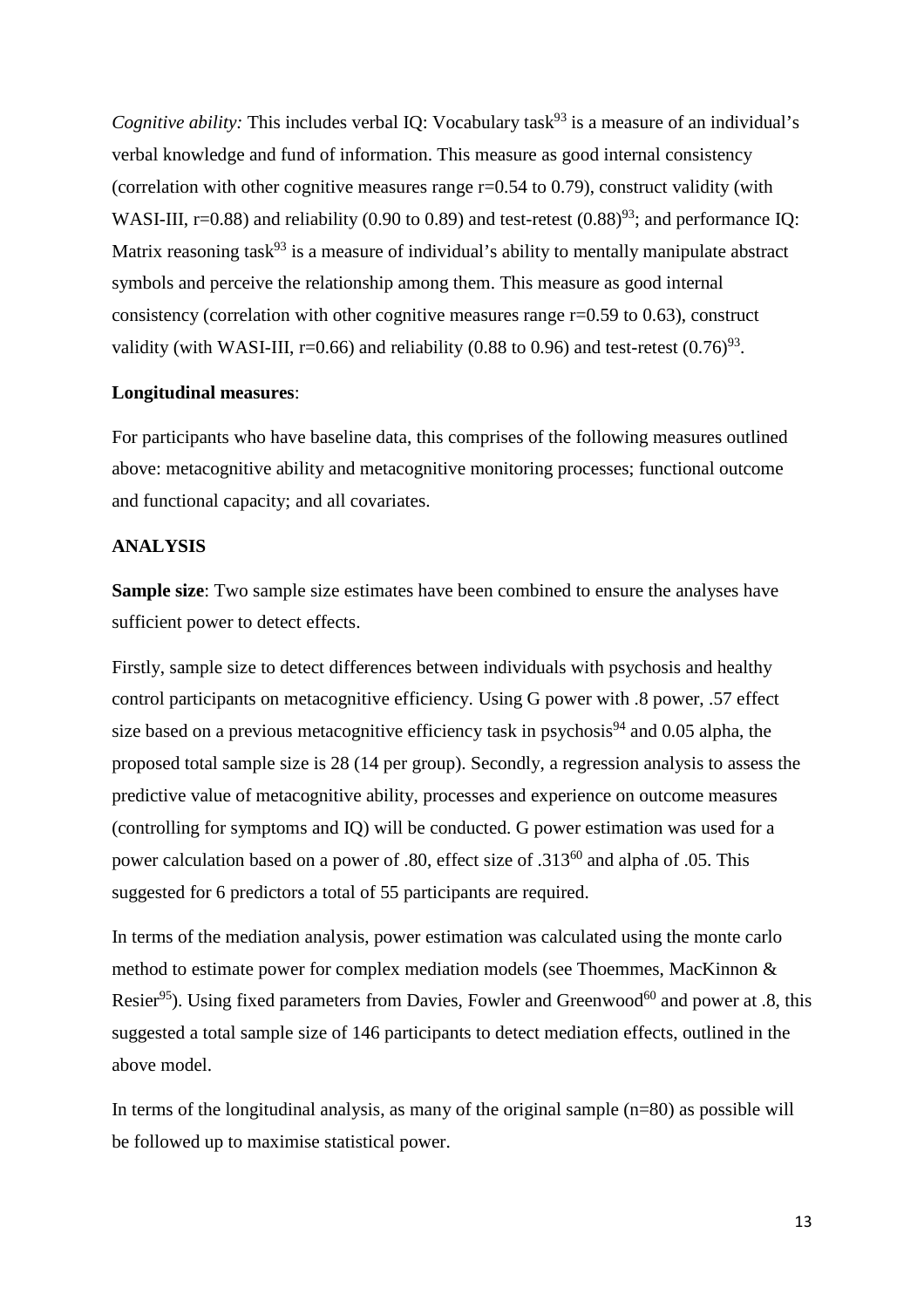*Cognitive ability:* This includes verbal IQ: Vocabulary task[93] is a measure of an individual's verbal knowledge and fund of information. This measure as good internal consistency (correlation with other cognitive measures range r=0.54 to 0.79), construct validity (with WASI-III, r=0.88) and reliability (0.90 to 0.89) and test-retest (0.88)[93]; and performance IQ: Matrix reasoning task[93] is a measure of individual's ability to mentally manipulate abstract symbols and perceive the relationship among them. This measure as good internal consistency (correlation with other cognitive measures range r=0.59 to 0.63), construct validity (with WASI-III, r=0.66) and reliability (0.88 to 0.96) and test-retest (0.76)[93].

**Longitudinal measures**:

For participants who have baseline data, this comprises of the following measures outlined above: metacognitive ability and metacognitive monitoring processes; functional outcome and functional capacity; and all covariates.

**ANALYSIS**

**Sample size**: Two sample size estimates have been combined to ensure the analyses have sufficient power to detect effects.

Firstly, sample size to detect differences between individuals with psychosis and healthy control participants on metacognitive efficiency. Using G power with .8 power, .57 effect size based on a previous metacognitive efficiency task in psychosis[94] and 0.05 alpha, the proposed total sample size is 28 (14 per group). Secondly, a regression analysis to assess the predictive value of metacognitive ability, processes and experience on outcome measures (controlling for symptoms and IQ) will be conducted. G power estimation was used for a power calculation based on a power of .80, effect size of .313[60] and alpha of .05. This suggested for 6 predictors a total of 55 participants are required.

In terms of the mediation analysis, power estimation was calculated using the monte carlo method to estimate power for complex mediation models (see Thoemmes, MacKinnon & Resier[95]). Using fixed parameters from Davies, Fowler and Greenwood[60] and power at .8, this suggested a total sample size of 146 participants to detect mediation effects, outlined in the above model.

In terms of the longitudinal analysis, as many of the original sample (n=80) as possible will be followed up to maximise statistical power.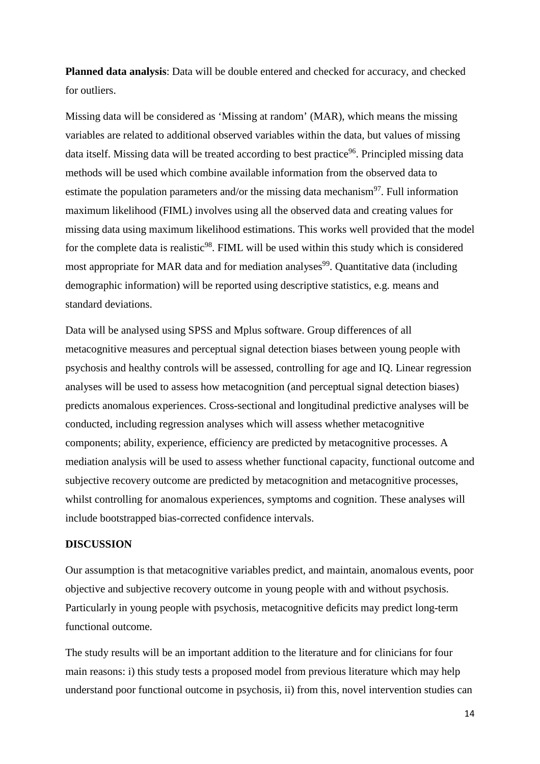**Planned data analysis**: Data will be double entered and checked for accuracy, and checked for outliers.

Missing data will be considered as 'Missing at random' (MAR), which means the missing variables are related to additional observed variables within the data, but values of missing data itself. Missing data will be treated according to best practice[96]. Principled missing data methods will be used which combine available information from the observed data to estimate the population parameters and/or the missing data mechanism[97]. Full information maximum likelihood (FIML) involves using all the observed data and creating values for missing data using maximum likelihood estimations. This works well provided that the model for the complete data is realistic[98]. FIML will be used within this study which is considered most appropriate for MAR data and for mediation analyses[99]. Quantitative data (including demographic information) will be reported using descriptive statistics, e.g. means and standard deviations.

Data will be analysed using SPSS and Mplus software. Group differences of all metacognitive measures and perceptual signal detection biases between young people with psychosis and healthy controls will be assessed, controlling for age and IQ. Linear regression analyses will be used to assess how metacognition (and perceptual signal detection biases) predicts anomalous experiences. Cross-sectional and longitudinal predictive analyses will be conducted, including regression analyses which will assess whether metacognitive components; ability, experience, efficiency are predicted by metacognitive processes. A mediation analysis will be used to assess whether functional capacity, functional outcome and subjective recovery outcome are predicted by metacognition and metacognitive processes, whilst controlling for anomalous experiences, symptoms and cognition. These analyses will include bootstrapped bias-corrected confidence intervals.

## DISCUSSION

Our assumption is that metacognitive variables predict, and maintain, anomalous events, poor objective and subjective recovery outcome in young people with and without psychosis. Particularly in young people with psychosis, metacognitive deficits may predict long-term functional outcome.

The study results will be an important addition to the literature and for clinicians for four main reasons: i) this study tests a proposed model from previous literature which may help understand poor functional outcome in psychosis, ii) from this, novel intervention studies can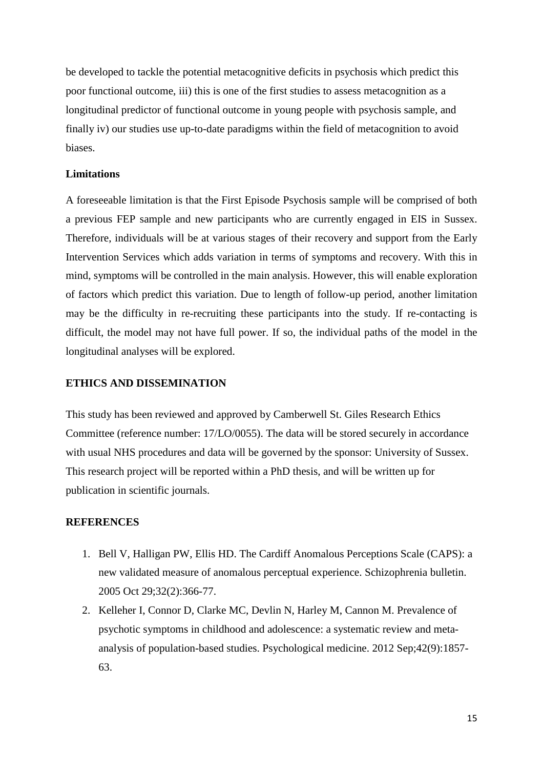be developed to tackle the potential metacognitive deficits in psychosis which predict this poor functional outcome, iii) this is one of the first studies to assess metacognition as a longitudinal predictor of functional outcome in young people with psychosis sample, and finally iv) our studies use up-to-date paradigms within the field of metacognition to avoid biases.

### Limitations

A foreseeable limitation is that the First Episode Psychosis sample will be comprised of both a previous FEP sample and new participants who are currently engaged in EIS in Sussex. Therefore, individuals will be at various stages of their recovery and support from the Early Intervention Services which adds variation in terms of symptoms and recovery. With this in mind, symptoms will be controlled in the main analysis. However, this will enable exploration of factors which predict this variation. Due to length of follow-up period, another limitation may be the difficulty in re-recruiting these participants into the study. If re-contacting is difficult, the model may not have full power. If so, the individual paths of the model in the longitudinal analyses will be explored.

## ETHICS AND DISSEMINATION

This study has been reviewed and approved by Camberwell St. Giles Research Ethics Committee (reference number: 17/LO/0055). The data will be stored securely in accordance with usual NHS procedures and data will be governed by the sponsor: University of Sussex. This research project will be reported within a PhD thesis, and will be written up for publication in scientific journals.

## REFERENCES

1. Bell V, Halligan PW, Ellis HD. The Cardiff Anomalous Perceptions Scale (CAPS): a new validated measure of anomalous perceptual experience. Schizophrenia bulletin. 2005 Oct 29;32(2):366-77.
2. Kelleher I, Connor D, Clarke MC, Devlin N, Harley M, Cannon M. Prevalence of psychotic symptoms in childhood and adolescence: a systematic review and meta-analysis of population-based studies. Psychological medicine. 2012 Sep;42(9):1857-63.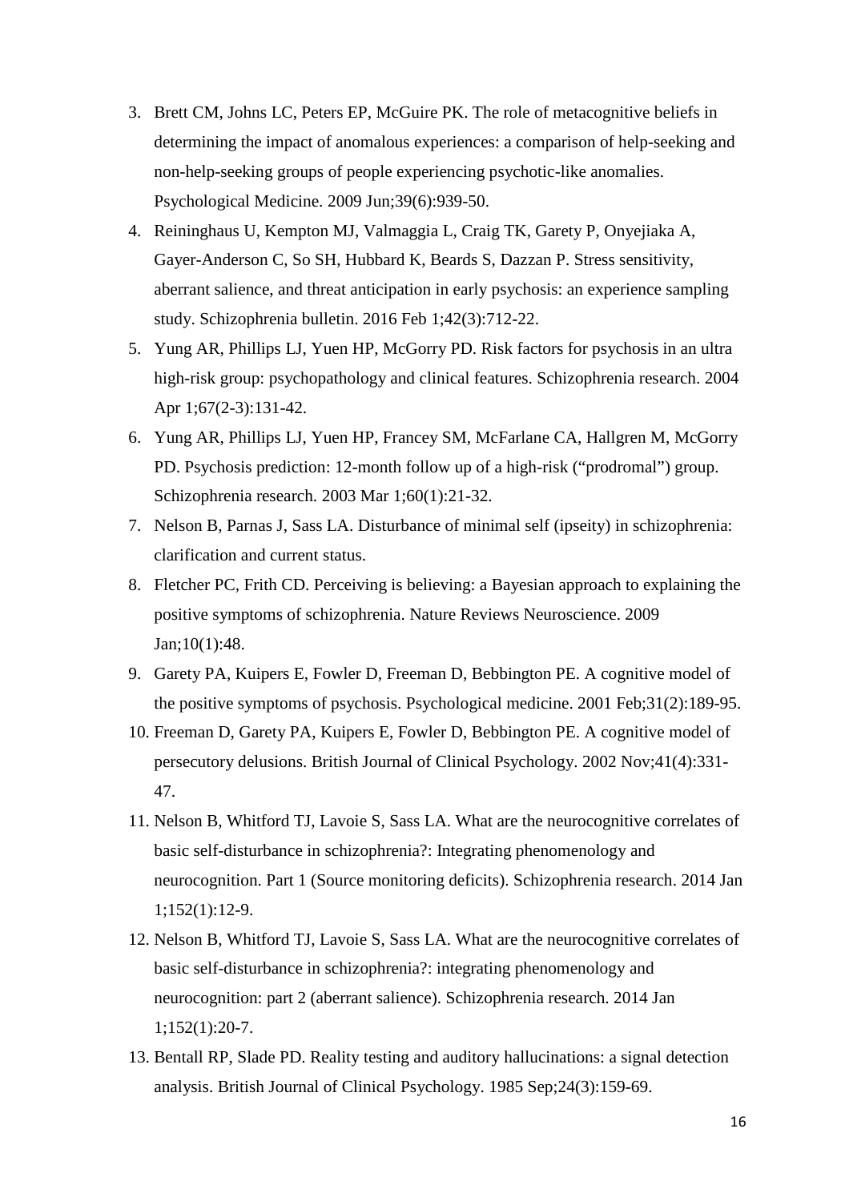3. Brett CM, Johns LC, Peters EP, McGuire PK. The role of metacognitive beliefs in determining the impact of anomalous experiences: a comparison of help-seeking and non-help-seeking groups of people experiencing psychotic-like anomalies. Psychological Medicine. 2009 Jun;39(6):939-50.
4. Reininghaus U, Kempton MJ, Valmaggia L, Craig TK, Garety P, Onyejiaka A, Gayer-Anderson C, So SH, Hubbard K, Beards S, Dazzan P. Stress sensitivity, aberrant salience, and threat anticipation in early psychosis: an experience sampling study. Schizophrenia bulletin. 2016 Feb 1;42(3):712-22.
5. Yung AR, Phillips LJ, Yuen HP, McGorry PD. Risk factors for psychosis in an ultra high-risk group: psychopathology and clinical features. Schizophrenia research. 2004 Apr 1;67(2-3):131-42.
6. Yung AR, Phillips LJ, Yuen HP, Francey SM, McFarlane CA, Hallgren M, McGorry PD. Psychosis prediction: 12-month follow up of a high-risk ("prodromal") group. Schizophrenia research. 2003 Mar 1;60(1):21-32.
7. Nelson B, Parnas J, Sass LA. Disturbance of minimal self (ipseity) in schizophrenia: clarification and current status.
8. Fletcher PC, Frith CD. Perceiving is believing: a Bayesian approach to explaining the positive symptoms of schizophrenia. Nature Reviews Neuroscience. 2009 Jan;10(1):48.
9. Garety PA, Kuipers E, Fowler D, Freeman D, Bebbington PE. A cognitive model of the positive symptoms of psychosis. Psychological medicine. 2001 Feb;31(2):189-95.
10. Freeman D, Garety PA, Kuipers E, Fowler D, Bebbington PE. A cognitive model of persecutory delusions. British Journal of Clinical Psychology. 2002 Nov;41(4):331-47.
11. Nelson B, Whitford TJ, Lavoie S, Sass LA. What are the neurocognitive correlates of basic self-disturbance in schizophrenia?: Integrating phenomenology and neurocognition. Part 1 (Source monitoring deficits). Schizophrenia research. 2014 Jan 1;152(1):12-9.
12. Nelson B, Whitford TJ, Lavoie S, Sass LA. What are the neurocognitive correlates of basic self-disturbance in schizophrenia?: integrating phenomenology and neurocognition: part 2 (aberrant salience). Schizophrenia research. 2014 Jan 1;152(1):20-7.
13. Bentall RP, Slade PD. Reality testing and auditory hallucinations: a signal detection analysis. British Journal of Clinical Psychology. 1985 Sep;24(3):159-69.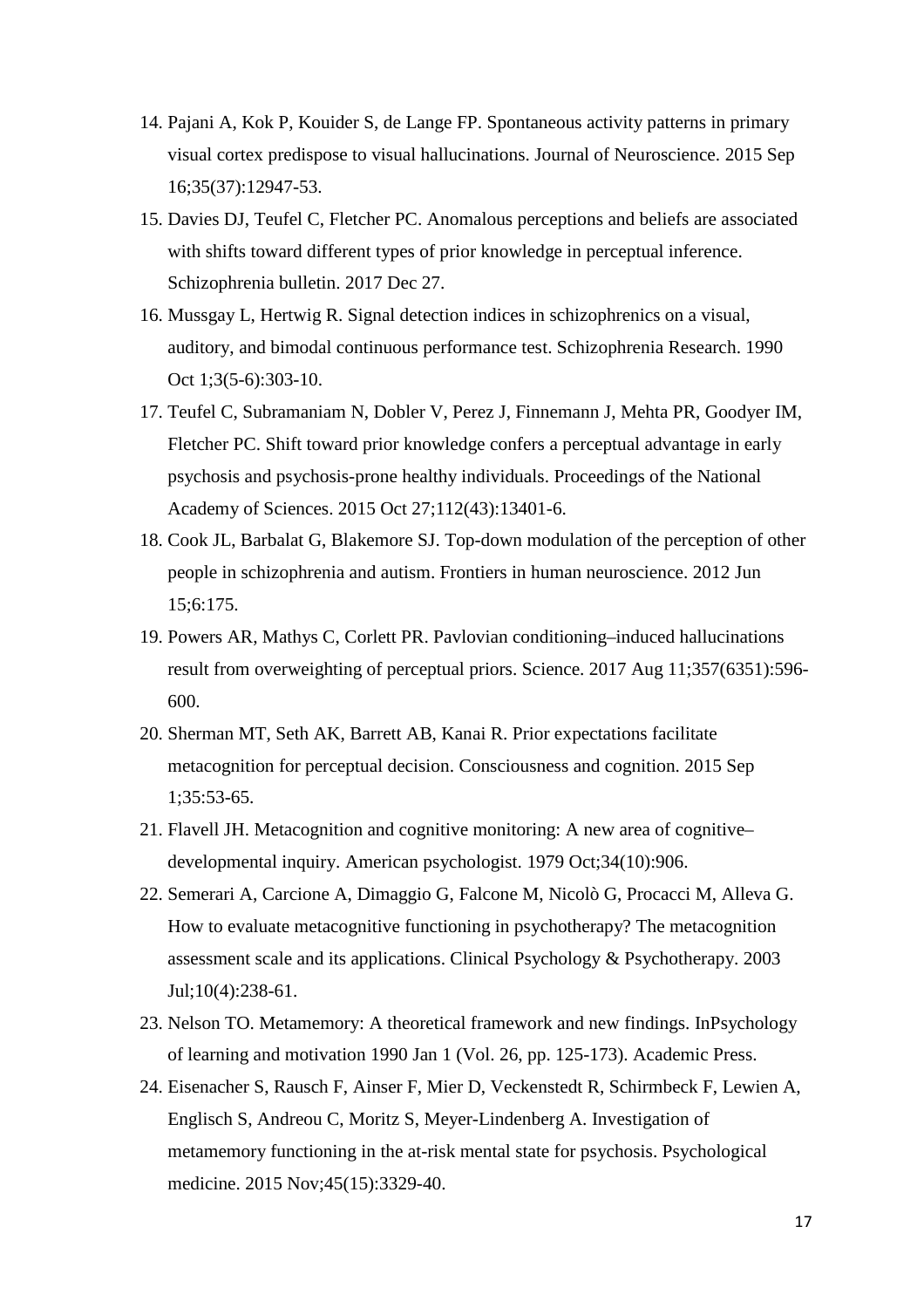14. Pajani A, Kok P, Kouider S, de Lange FP. Spontaneous activity patterns in primary visual cortex predispose to visual hallucinations. Journal of Neuroscience. 2015 Sep 16;35(37):12947-53.
15. Davies DJ, Teufel C, Fletcher PC. Anomalous perceptions and beliefs are associated with shifts toward different types of prior knowledge in perceptual inference. Schizophrenia bulletin. 2017 Dec 27.
16. Mussgay L, Hertwig R. Signal detection indices in schizophrenics on a visual, auditory, and bimodal continuous performance test. Schizophrenia Research. 1990 Oct 1;3(5-6):303-10.
17. Teufel C, Subramaniam N, Dobler V, Perez J, Finnemann J, Mehta PR, Goodyer IM, Fletcher PC. Shift toward prior knowledge confers a perceptual advantage in early psychosis and psychosis-prone healthy individuals. Proceedings of the National Academy of Sciences. 2015 Oct 27;112(43):13401-6.
18. Cook JL, Barbalat G, Blakemore SJ. Top-down modulation of the perception of other people in schizophrenia and autism. Frontiers in human neuroscience. 2012 Jun 15;6:175.
19. Powers AR, Mathys C, Corlett PR. Pavlovian conditioning–induced hallucinations result from overweighting of perceptual priors. Science. 2017 Aug 11;357(6351):596-600.
20. Sherman MT, Seth AK, Barrett AB, Kanai R. Prior expectations facilitate metacognition for perceptual decision. Consciousness and cognition. 2015 Sep 1;35:53-65.
21. Flavell JH. Metacognition and cognitive monitoring: A new area of cognitive–developmental inquiry. American psychologist. 1979 Oct;34(10):906.
22. Semerari A, Carcione A, Dimaggio G, Falcone M, Nicolò G, Procacci M, Alleva G. How to evaluate metacognitive functioning in psychotherapy? The metacognition assessment scale and its applications. Clinical Psychology & Psychotherapy. 2003 Jul;10(4):238-61.
23. Nelson TO. Metamemory: A theoretical framework and new findings. InPsychology of learning and motivation 1990 Jan 1 (Vol. 26, pp. 125-173). Academic Press.
24. Eisenacher S, Rausch F, Ainser F, Mier D, Veckenstedt R, Schirmbeck F, Lewien A, Englisch S, Andreou C, Moritz S, Meyer-Lindenberg A. Investigation of metamemory functioning in the at-risk mental state for psychosis. Psychological medicine. 2015 Nov;45(15):3329-40.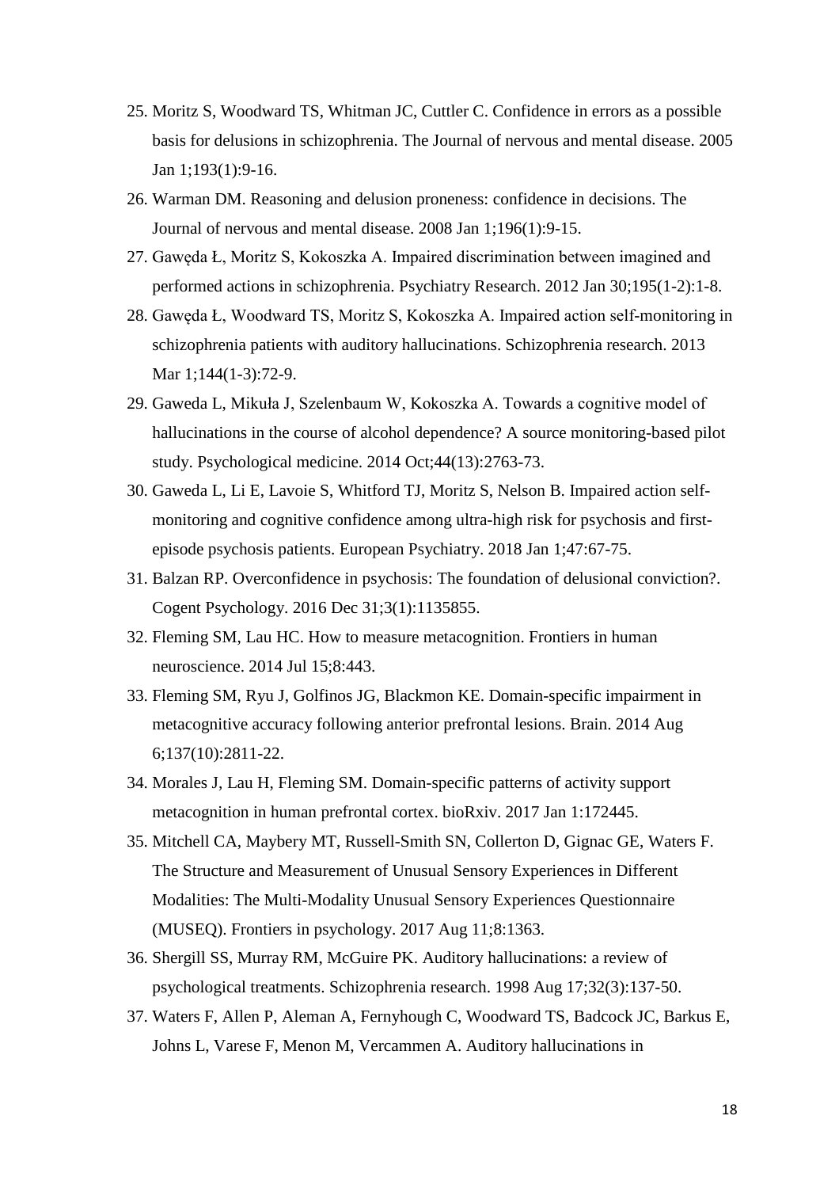25. Moritz S, Woodward TS, Whitman JC, Cuttler C. Confidence in errors as a possible basis for delusions in schizophrenia. The Journal of nervous and mental disease. 2005 Jan 1;193(1):9-16.
26. Warman DM. Reasoning and delusion proneness: confidence in decisions. The Journal of nervous and mental disease. 2008 Jan 1;196(1):9-15.
27. Gawęda Ł, Moritz S, Kokoszka A. Impaired discrimination between imagined and performed actions in schizophrenia. Psychiatry Research. 2012 Jan 30;195(1-2):1-8.
28. Gawęda Ł, Woodward TS, Moritz S, Kokoszka A. Impaired action self-monitoring in schizophrenia patients with auditory hallucinations. Schizophrenia research. 2013 Mar 1;144(1-3):72-9.
29. Gaweda L, Mikuła J, Szelenbaum W, Kokoszka A. Towards a cognitive model of hallucinations in the course of alcohol dependence? A source monitoring-based pilot study. Psychological medicine. 2014 Oct;44(13):2763-73.
30. Gaweda L, Li E, Lavoie S, Whitford TJ, Moritz S, Nelson B. Impaired action self-monitoring and cognitive confidence among ultra-high risk for psychosis and first-episode psychosis patients. European Psychiatry. 2018 Jan 1;47:67-75.
31. Balzan RP. Overconfidence in psychosis: The foundation of delusional conviction?. Cogent Psychology. 2016 Dec 31;3(1):1135855.
32. Fleming SM, Lau HC. How to measure metacognition. Frontiers in human neuroscience. 2014 Jul 15;8:443.
33. Fleming SM, Ryu J, Golfinos JG, Blackmon KE. Domain-specific impairment in metacognitive accuracy following anterior prefrontal lesions. Brain. 2014 Aug 6;137(10):2811-22.
34. Morales J, Lau H, Fleming SM. Domain-specific patterns of activity support metacognition in human prefrontal cortex. bioRxiv. 2017 Jan 1:172445.
35. Mitchell CA, Maybery MT, Russell-Smith SN, Collerton D, Gignac GE, Waters F. The Structure and Measurement of Unusual Sensory Experiences in Different Modalities: The Multi-Modality Unusual Sensory Experiences Questionnaire (MUSEQ). Frontiers in psychology. 2017 Aug 11;8:1363.
36. Shergill SS, Murray RM, McGuire PK. Auditory hallucinations: a review of psychological treatments. Schizophrenia research. 1998 Aug 17;32(3):137-50.
37. Waters F, Allen P, Aleman A, Fernyhough C, Woodward TS, Badcock JC, Barkus E, Johns L, Varese F, Menon M, Vercammen A. Auditory hallucinations in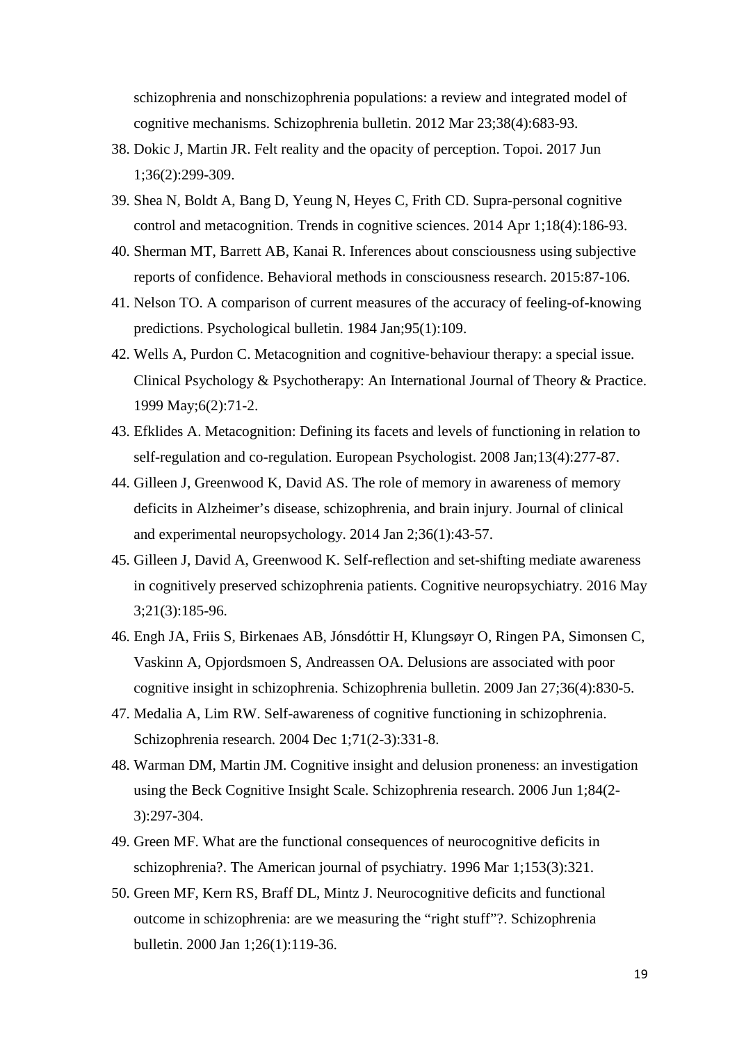schizophrenia and nonschizophrenia populations: a review and integrated model of cognitive mechanisms. Schizophrenia bulletin. 2012 Mar 23;38(4):683-93.

38. Dokic J, Martin JR. Felt reality and the opacity of perception. Topoi. 2017 Jun 1;36(2):299-309.
39. Shea N, Boldt A, Bang D, Yeung N, Heyes C, Frith CD. Supra-personal cognitive control and metacognition. Trends in cognitive sciences. 2014 Apr 1;18(4):186-93.
40. Sherman MT, Barrett AB, Kanai R. Inferences about consciousness using subjective reports of confidence. Behavioral methods in consciousness research. 2015:87-106.
41. Nelson TO. A comparison of current measures of the accuracy of feeling-of-knowing predictions. Psychological bulletin. 1984 Jan;95(1):109.
42. Wells A, Purdon C. Metacognition and cognitive-behaviour therapy: a special issue. Clinical Psychology & Psychotherapy: An International Journal of Theory & Practice. 1999 May;6(2):71-2.
43. Efklides A. Metacognition: Defining its facets and levels of functioning in relation to self-regulation and co-regulation. European Psychologist. 2008 Jan;13(4):277-87.
44. Gilleen J, Greenwood K, David AS. The role of memory in awareness of memory deficits in Alzheimer's disease, schizophrenia, and brain injury. Journal of clinical and experimental neuropsychology. 2014 Jan 2;36(1):43-57.
45. Gilleen J, David A, Greenwood K. Self-reflection and set-shifting mediate awareness in cognitively preserved schizophrenia patients. Cognitive neuropsychiatry. 2016 May 3;21(3):185-96.
46. Engh JA, Friis S, Birkenaes AB, Jónsdóttir H, Klungsøyr O, Ringen PA, Simonsen C, Vaskinn A, Opjordsmoen S, Andreassen OA. Delusions are associated with poor cognitive insight in schizophrenia. Schizophrenia bulletin. 2009 Jan 27;36(4):830-5.
47. Medalia A, Lim RW. Self-awareness of cognitive functioning in schizophrenia. Schizophrenia research. 2004 Dec 1;71(2-3):331-8.
48. Warman DM, Martin JM. Cognitive insight and delusion proneness: an investigation using the Beck Cognitive Insight Scale. Schizophrenia research. 2006 Jun 1;84(2-3):297-304.
49. Green MF. What are the functional consequences of neurocognitive deficits in schizophrenia?. The American journal of psychiatry. 1996 Mar 1;153(3):321.
50. Green MF, Kern RS, Braff DL, Mintz J. Neurocognitive deficits and functional outcome in schizophrenia: are we measuring the "right stuff"?. Schizophrenia bulletin. 2000 Jan 1;26(1):119-36.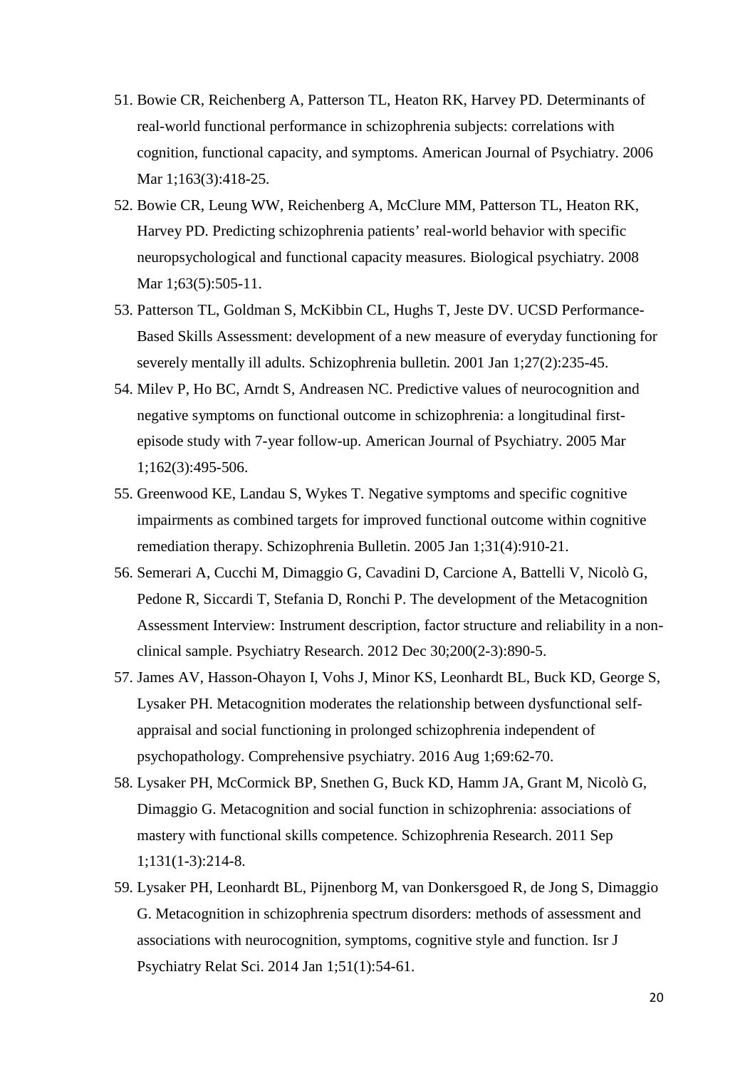51. Bowie CR, Reichenberg A, Patterson TL, Heaton RK, Harvey PD. Determinants of real-world functional performance in schizophrenia subjects: correlations with cognition, functional capacity, and symptoms. American Journal of Psychiatry. 2006 Mar 1;163(3):418-25.
52. Bowie CR, Leung WW, Reichenberg A, McClure MM, Patterson TL, Heaton RK, Harvey PD. Predicting schizophrenia patients' real-world behavior with specific neuropsychological and functional capacity measures. Biological psychiatry. 2008 Mar 1;63(5):505-11.
53. Patterson TL, Goldman S, McKibbin CL, Hughs T, Jeste DV. UCSD Performance-Based Skills Assessment: development of a new measure of everyday functioning for severely mentally ill adults. Schizophrenia bulletin. 2001 Jan 1;27(2):235-45.
54. Milev P, Ho BC, Arndt S, Andreasen NC. Predictive values of neurocognition and negative symptoms on functional outcome in schizophrenia: a longitudinal first-episode study with 7-year follow-up. American Journal of Psychiatry. 2005 Mar 1;162(3):495-506.
55. Greenwood KE, Landau S, Wykes T. Negative symptoms and specific cognitive impairments as combined targets for improved functional outcome within cognitive remediation therapy. Schizophrenia Bulletin. 2005 Jan 1;31(4):910-21.
56. Semerari A, Cucchi M, Dimaggio G, Cavadini D, Carcione A, Battelli V, Nicolò G, Pedone R, Siccardi T, Stefania D, Ronchi P. The development of the Metacognition Assessment Interview: Instrument description, factor structure and reliability in a non-clinical sample. Psychiatry Research. 2012 Dec 30;200(2-3):890-5.
57. James AV, Hasson-Ohayon I, Vohs J, Minor KS, Leonhardt BL, Buck KD, George S, Lysaker PH. Metacognition moderates the relationship between dysfunctional self-appraisal and social functioning in prolonged schizophrenia independent of psychopathology. Comprehensive psychiatry. 2016 Aug 1;69:62-70.
58. Lysaker PH, McCormick BP, Snethen G, Buck KD, Hamm JA, Grant M, Nicolò G, Dimaggio G. Metacognition and social function in schizophrenia: associations of mastery with functional skills competence. Schizophrenia Research. 2011 Sep 1;131(1-3):214-8.
59. Lysaker PH, Leonhardt BL, Pijnenborg M, van Donkersgoed R, de Jong S, Dimaggio G. Metacognition in schizophrenia spectrum disorders: methods of assessment and associations with neurocognition, symptoms, cognitive style and function. Isr J Psychiatry Relat Sci. 2014 Jan 1;51(1):54-61.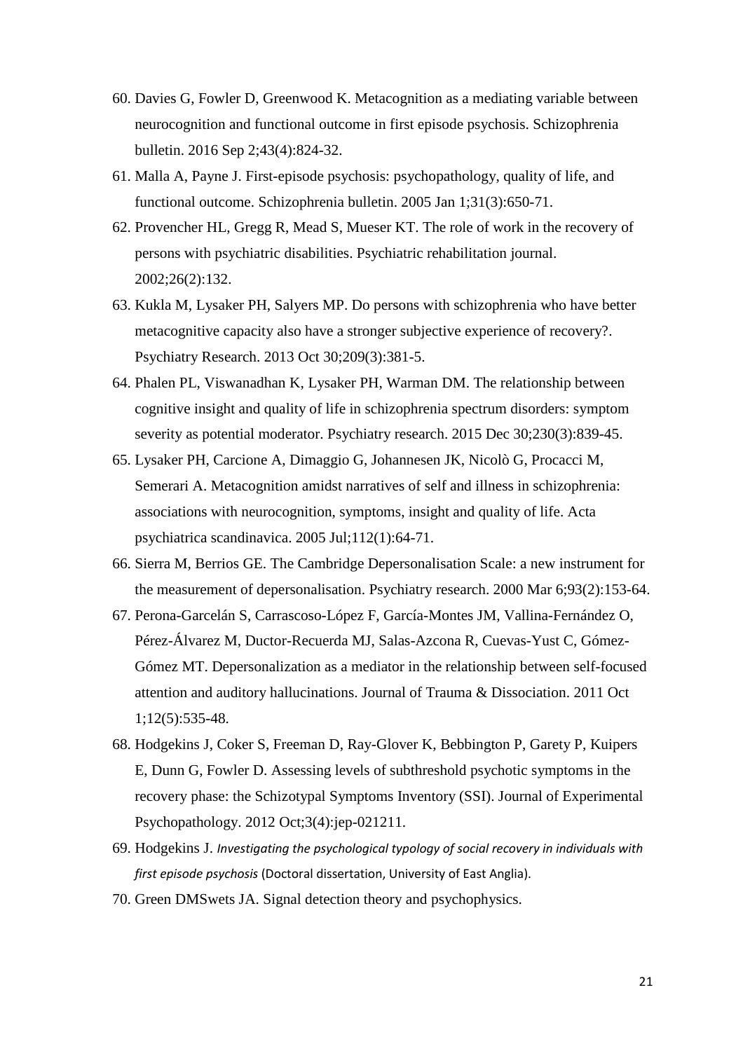60. Davies G, Fowler D, Greenwood K. Metacognition as a mediating variable between neurocognition and functional outcome in first episode psychosis. Schizophrenia bulletin. 2016 Sep 2;43(4):824-32.
61. Malla A, Payne J. First-episode psychosis: psychopathology, quality of life, and functional outcome. Schizophrenia bulletin. 2005 Jan 1;31(3):650-71.
62. Provencher HL, Gregg R, Mead S, Mueser KT. The role of work in the recovery of persons with psychiatric disabilities. Psychiatric rehabilitation journal. 2002;26(2):132.
63. Kukla M, Lysaker PH, Salyers MP. Do persons with schizophrenia who have better metacognitive capacity also have a stronger subjective experience of recovery?. Psychiatry Research. 2013 Oct 30;209(3):381-5.
64. Phalen PL, Viswanadhan K, Lysaker PH, Warman DM. The relationship between cognitive insight and quality of life in schizophrenia spectrum disorders: symptom severity as potential moderator. Psychiatry research. 2015 Dec 30;230(3):839-45.
65. Lysaker PH, Carcione A, Dimaggio G, Johannesen JK, Nicolò G, Procacci M, Semerari A. Metacognition amidst narratives of self and illness in schizophrenia: associations with neurocognition, symptoms, insight and quality of life. Acta psychiatrica scandinavica. 2005 Jul;112(1):64-71.
66. Sierra M, Berrios GE. The Cambridge Depersonalisation Scale: a new instrument for the measurement of depersonalisation. Psychiatry research. 2000 Mar 6;93(2):153-64.
67. Perona-Garcelán S, Carrascoso-López F, García-Montes JM, Vallina-Fernández O, Pérez-Álvarez M, Ductor-Recuerda MJ, Salas-Azcona R, Cuevas-Yust C, Gómez-Gómez MT. Depersonalization as a mediator in the relationship between self-focused attention and auditory hallucinations. Journal of Trauma & Dissociation. 2011 Oct 1;12(5):535-48.
68. Hodgekins J, Coker S, Freeman D, Ray-Glover K, Bebbington P, Garety P, Kuipers E, Dunn G, Fowler D. Assessing levels of subthreshold psychotic symptoms in the recovery phase: the Schizotypal Symptoms Inventory (SSI). Journal of Experimental Psychopathology. 2012 Oct;3(4):jep-021211.
69. Hodgekins J. *Investigating the psychological typology of social recovery in individuals with first episode psychosis* (Doctoral dissertation, University of East Anglia).
70. Green DMSwets JA. Signal detection theory and psychophysics.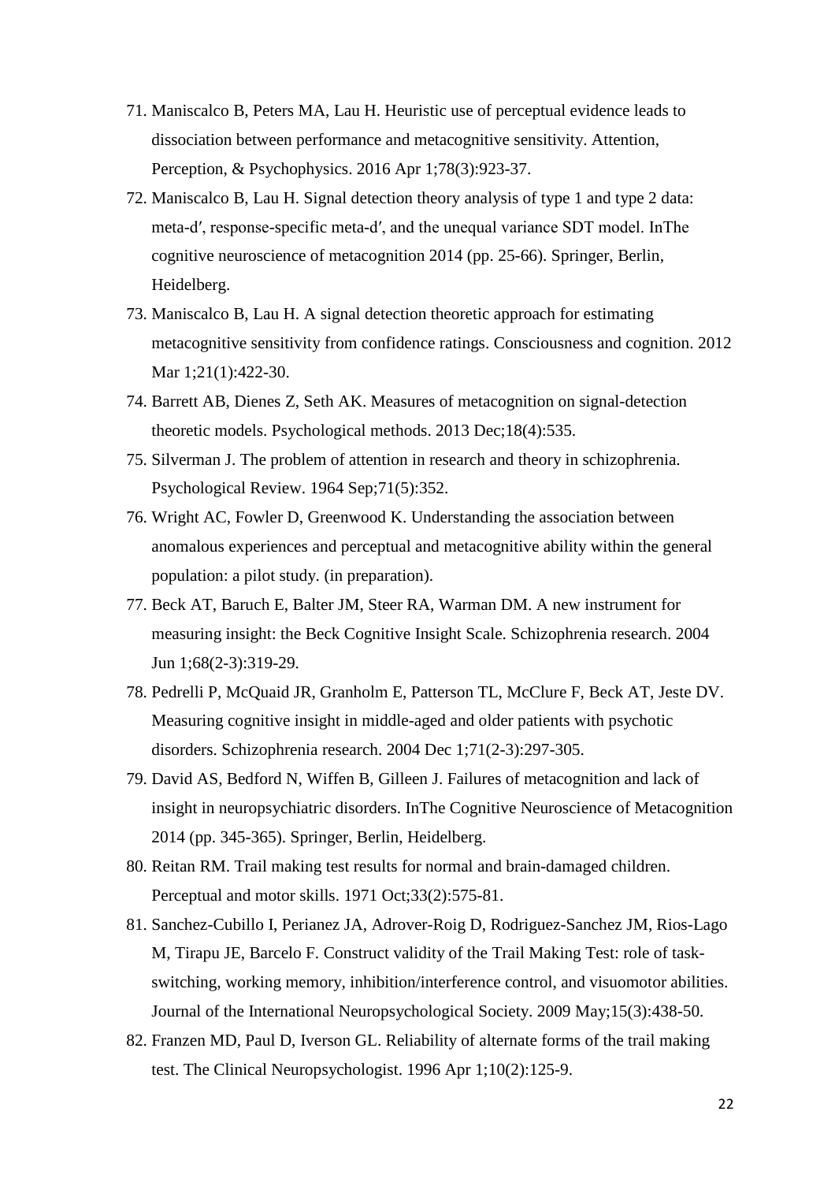71. Maniscalco B, Peters MA, Lau H. Heuristic use of perceptual evidence leads to dissociation between performance and metacognitive sensitivity. Attention, Perception, & Psychophysics. 2016 Apr 1;78(3):923-37.
72. Maniscalco B, Lau H. Signal detection theory analysis of type 1 and type 2 data: meta-d′, response-specific meta-d′, and the unequal variance SDT model. InThe cognitive neuroscience of metacognition 2014 (pp. 25-66). Springer, Berlin, Heidelberg.
73. Maniscalco B, Lau H. A signal detection theoretic approach for estimating metacognitive sensitivity from confidence ratings. Consciousness and cognition. 2012 Mar 1;21(1):422-30.
74. Barrett AB, Dienes Z, Seth AK. Measures of metacognition on signal-detection theoretic models. Psychological methods. 2013 Dec;18(4):535.
75. Silverman J. The problem of attention in research and theory in schizophrenia. Psychological Review. 1964 Sep;71(5):352.
76. Wright AC, Fowler D, Greenwood K. Understanding the association between anomalous experiences and perceptual and metacognitive ability within the general population: a pilot study. (in preparation).
77. Beck AT, Baruch E, Balter JM, Steer RA, Warman DM. A new instrument for measuring insight: the Beck Cognitive Insight Scale. Schizophrenia research. 2004 Jun 1;68(2-3):319-29.
78. Pedrelli P, McQuaid JR, Granholm E, Patterson TL, McClure F, Beck AT, Jeste DV. Measuring cognitive insight in middle-aged and older patients with psychotic disorders. Schizophrenia research. 2004 Dec 1;71(2-3):297-305.
79. David AS, Bedford N, Wiffen B, Gilleen J. Failures of metacognition and lack of insight in neuropsychiatric disorders. InThe Cognitive Neuroscience of Metacognition 2014 (pp. 345-365). Springer, Berlin, Heidelberg.
80. Reitan RM. Trail making test results for normal and brain-damaged children. Perceptual and motor skills. 1971 Oct;33(2):575-81.
81. Sanchez-Cubillo I, Perianez JA, Adrover-Roig D, Rodriguez-Sanchez JM, Rios-Lago M, Tirapu JE, Barcelo F. Construct validity of the Trail Making Test: role of task-switching, working memory, inhibition/interference control, and visuomotor abilities. Journal of the International Neuropsychological Society. 2009 May;15(3):438-50.
82. Franzen MD, Paul D, Iverson GL. Reliability of alternate forms of the trail making test. The Clinical Neuropsychologist. 1996 Apr 1;10(2):125-9.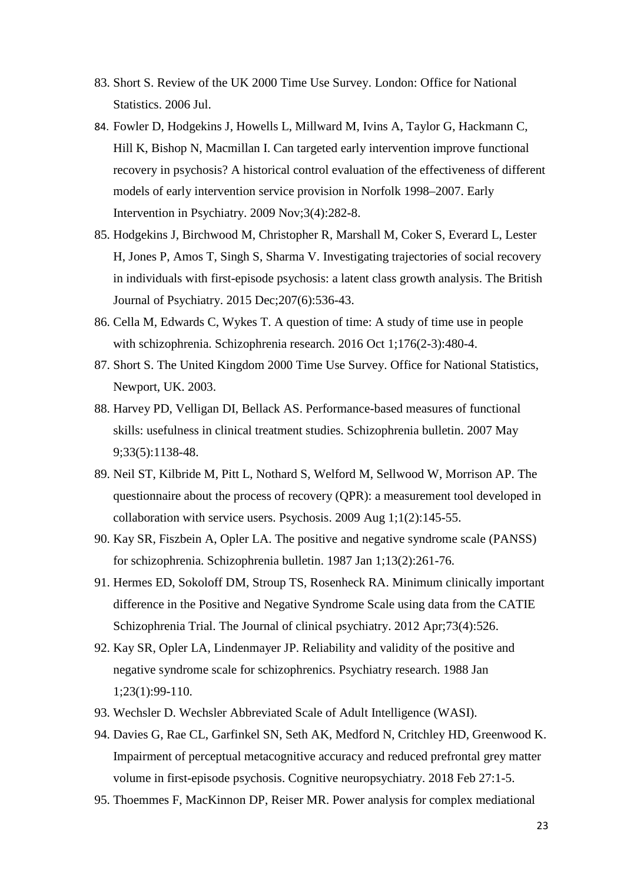83. Short S. Review of the UK 2000 Time Use Survey. London: Office for National Statistics. 2006 Jul.
84. Fowler D, Hodgekins J, Howells L, Millward M, Ivins A, Taylor G, Hackmann C, Hill K, Bishop N, Macmillan I. Can targeted early intervention improve functional recovery in psychosis? A historical control evaluation of the effectiveness of different models of early intervention service provision in Norfolk 1998–2007. Early Intervention in Psychiatry. 2009 Nov;3(4):282-8.
85. Hodgekins J, Birchwood M, Christopher R, Marshall M, Coker S, Everard L, Lester H, Jones P, Amos T, Singh S, Sharma V. Investigating trajectories of social recovery in individuals with first-episode psychosis: a latent class growth analysis. The British Journal of Psychiatry. 2015 Dec;207(6):536-43.
86. Cella M, Edwards C, Wykes T. A question of time: A study of time use in people with schizophrenia. Schizophrenia research. 2016 Oct 1;176(2-3):480-4.
87. Short S. The United Kingdom 2000 Time Use Survey. Office for National Statistics, Newport, UK. 2003.
88. Harvey PD, Velligan DI, Bellack AS. Performance-based measures of functional skills: usefulness in clinical treatment studies. Schizophrenia bulletin. 2007 May 9;33(5):1138-48.
89. Neil ST, Kilbride M, Pitt L, Nothard S, Welford M, Sellwood W, Morrison AP. The questionnaire about the process of recovery (QPR): a measurement tool developed in collaboration with service users. Psychosis. 2009 Aug 1;1(2):145-55.
90. Kay SR, Fiszbein A, Opler LA. The positive and negative syndrome scale (PANSS) for schizophrenia. Schizophrenia bulletin. 1987 Jan 1;13(2):261-76.
91. Hermes ED, Sokoloff DM, Stroup TS, Rosenheck RA. Minimum clinically important difference in the Positive and Negative Syndrome Scale using data from the CATIE Schizophrenia Trial. The Journal of clinical psychiatry. 2012 Apr;73(4):526.
92. Kay SR, Opler LA, Lindenmayer JP. Reliability and validity of the positive and negative syndrome scale for schizophrenics. Psychiatry research. 1988 Jan 1;23(1):99-110.
93. Wechsler D. Wechsler Abbreviated Scale of Adult Intelligence (WASI).
94. Davies G, Rae CL, Garfinkel SN, Seth AK, Medford N, Critchley HD, Greenwood K. Impairment of perceptual metacognitive accuracy and reduced prefrontal grey matter volume in first-episode psychosis. Cognitive neuropsychiatry. 2018 Feb 27:1-5.
95. Thoemmes F, MacKinnon DP, Reiser MR. Power analysis for complex mediational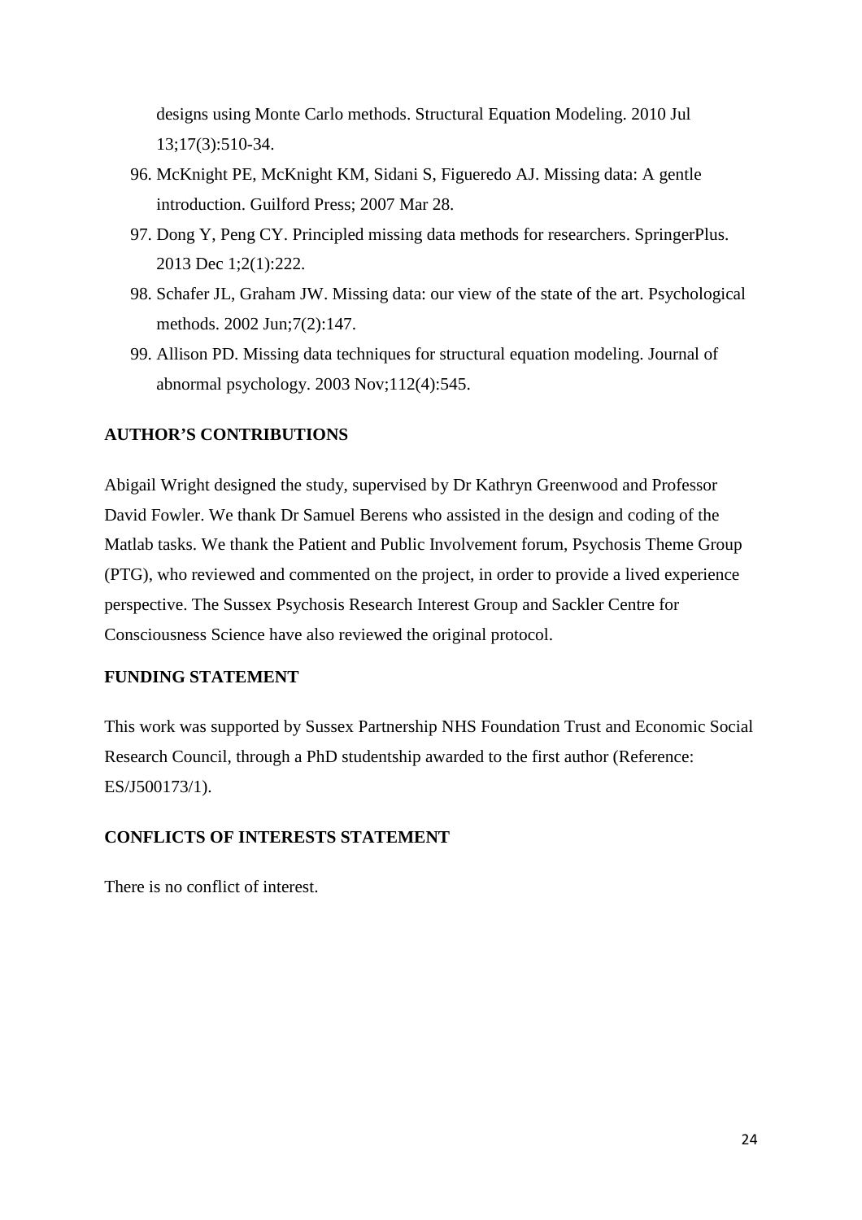designs using Monte Carlo methods. Structural Equation Modeling. 2010 Jul 13;17(3):510-34.

96. McKnight PE, McKnight KM, Sidani S, Figueredo AJ. Missing data: A gentle introduction. Guilford Press; 2007 Mar 28.
97. Dong Y, Peng CY. Principled missing data methods for researchers. SpringerPlus. 2013 Dec 1;2(1):222.
98. Schafer JL, Graham JW. Missing data: our view of the state of the art. Psychological methods. 2002 Jun;7(2):147.
99. Allison PD. Missing data techniques for structural equation modeling. Journal of abnormal psychology. 2003 Nov;112(4):545.

**AUTHOR'S CONTRIBUTIONS**

Abigail Wright designed the study, supervised by Dr Kathryn Greenwood and Professor David Fowler. We thank Dr Samuel Berens who assisted in the design and coding of the Matlab tasks. We thank the Patient and Public Involvement forum, Psychosis Theme Group (PTG), who reviewed and commented on the project, in order to provide a lived experience perspective. The Sussex Psychosis Research Interest Group and Sackler Centre for Consciousness Science have also reviewed the original protocol.

**FUNDING STATEMENT**

This work was supported by Sussex Partnership NHS Foundation Trust and Economic Social Research Council, through a PhD studentship awarded to the first author (Reference: ES/J500173/1).

**CONFLICTS OF INTERESTS STATEMENT**

There is no conflict of interest.